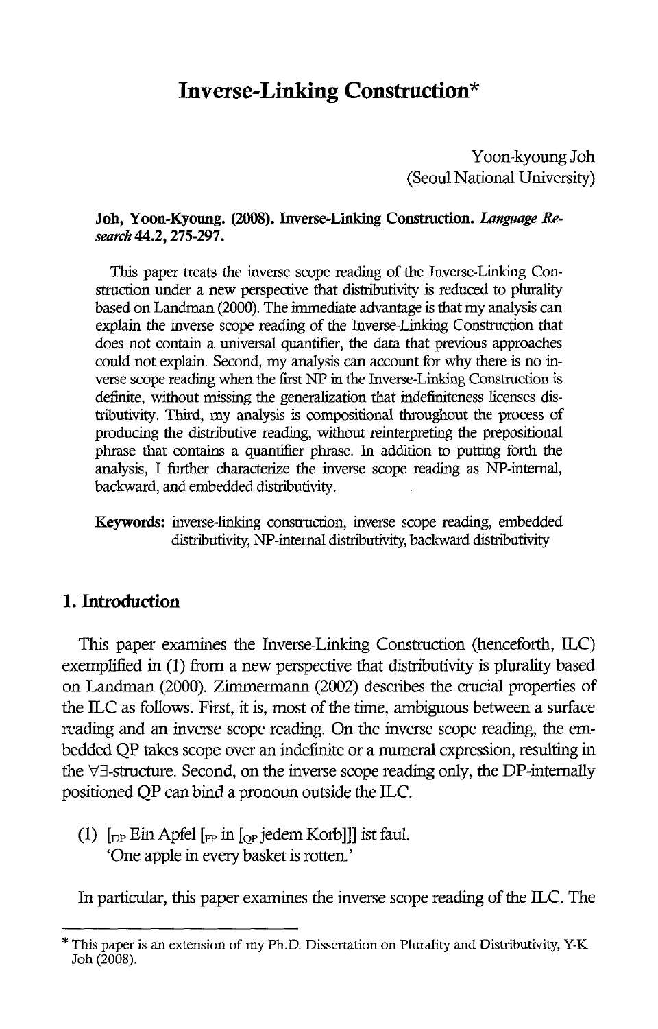# Inverse-Linking Construction*

Yoon-kyoung Joh
(Seoul National University)

**Joh, Yoon-Kyoung. (2008). Inverse-Linking Construction. *Language Research* 44.2, 275-297.**

This paper treats the inverse scope reading of the Inverse-Linking Construction under a new perspective that distributivity is reduced to plurality based on Landman (2000). The immediate advantage is that my analysis can explain the inverse scope reading of the Inverse-Linking Construction that does not contain a universal quantifier, the data that previous approaches could not explain. Second, my analysis can account for why there is no inverse scope reading when the first NP in the Inverse-Linking Construction is definite, without missing the generalization that indefiniteness licenses distributivity. Third, my analysis is compositional throughout the process of producing the distributive reading, without reinterpreting the prepositional phrase that contains a quantifier phrase. In addition to putting forth the analysis, I further characterize the inverse scope reading as NP-internal, backward, and embedded distributivity.

**Keywords:** inverse-linking construction, inverse scope reading, embedded distributivity, NP-internal distributivity, backward distributivity

## 1. Introduction

This paper examines the Inverse-Linking Construction (henceforth, ILC) exemplified in (1) from a new perspective that distributivity is plurality based on Landman (2000). Zimmermann (2002) describes the crucial properties of the ILC as follows. First, it is, most of the time, ambiguous between a surface reading and an inverse scope reading. On the inverse scope reading, the embedded QP takes scope over an indefinite or a numeral expression, resulting in the $\forall\exists$-structure. Second, on the inverse scope reading only, the DP-internally positioned QP can bind a pronoun outside the ILC.

(1) $[_{DP}$ Ein Apfel $[_{PP}$ in $[_{QP}$ jedem Korb$]]]$ ist faul.
'One apple in every basket is rotten.'

In particular, this paper examines the inverse scope reading of the ILC. The

* This paper is an extension of my Ph.D. Dissertation on Plurality and Distributivity, Y-K Joh (2008).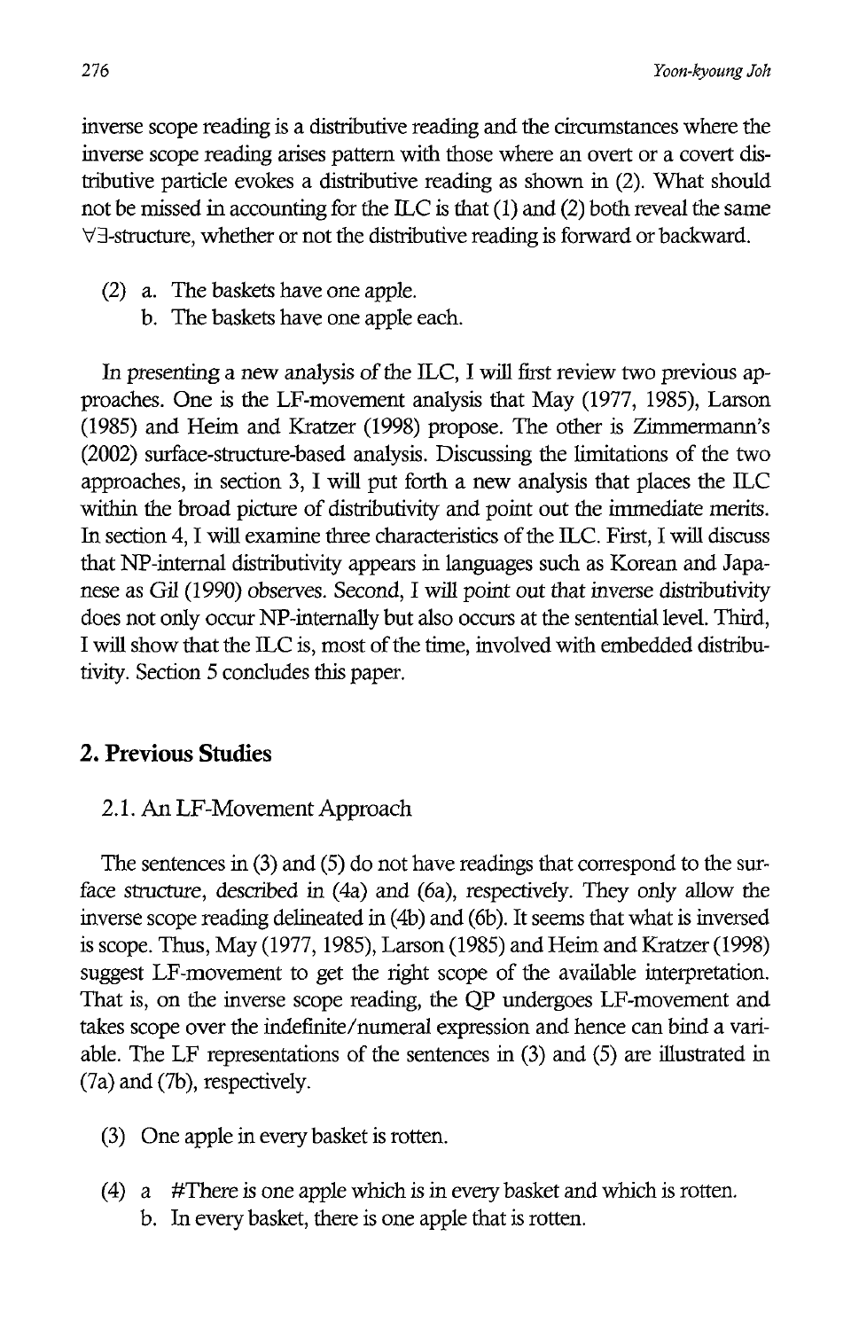inverse scope reading is a distributive reading and the circumstances where the inverse scope reading arises pattern with those where an overt or a covert distributive particle evokes a distributive reading as shown in (2). What should not be missed in accounting for the ILC is that (1) and (2) both reveal the same $\forall\exists$-structure, whether or not the distributive reading is forward or backward.

(2) a. The baskets have one apple.
   b. The baskets have one apple each.

In presenting a new analysis of the ILC, I will first review two previous approaches. One is the LF-movement analysis that May (1977, 1985), Larson (1985) and Heim and Kratzer (1998) propose. The other is Zimmermann's (2002) surface-structure-based analysis. Discussing the limitations of the two approaches, in section 3, I will put forth a new analysis that places the ILC within the broad picture of distributivity and point out the immediate merits. In section 4, I will examine three characteristics of the ILC. First, I will discuss that NP-internal distributivity appears in languages such as Korean and Japanese as Gil (1990) observes. Second, I will point out that inverse distributivity does not only occur NP-internally but also occurs at the sentential level. Third, I will show that the ILC is, most of the time, involved with embedded distributivity. Section 5 concludes this paper.

## 2. Previous Studies

### 2.1. An LF-Movement Approach

The sentences in (3) and (5) do not have readings that correspond to the surface structure, described in (4a) and (6a), respectively. They only allow the inverse scope reading delineated in (4b) and (6b). It seems that what is inversed is scope. Thus, May (1977, 1985), Larson (1985) and Heim and Kratzer (1998) suggest LF-movement to get the right scope of the available interpretation. That is, on the inverse scope reading, the QP undergoes LF-movement and takes scope over the indefinite/numeral expression and hence can bind a variable. The LF representations of the sentences in (3) and (5) are illustrated in (7a) and (7b), respectively.

(3) One apple in every basket is rotten.

(4) a #There is one apple which is in every basket and which is rotten.
   b. In every basket, there is one apple that is rotten.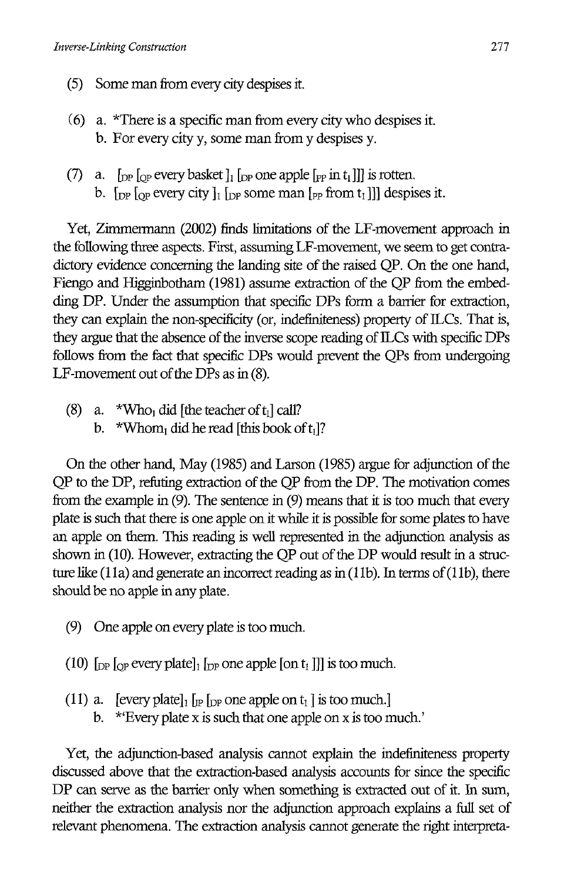(5) Some man from every city despises it.

(6) a. *There is a specific man from every city who despises it.
    b. For every city y, some man from y despises y.

(7) a. [$_{DP}$ [$_{QP}$ every basket ]$_1$ [$_{DP}$ one apple [$_{PP}$ in $t_1$ ]]] is rotten.
    b. [$_{DP}$ [$_{QP}$ every city ]$_1$ [$_{DP}$ some man [$_{PP}$ from $t_1$ ]]] despises it.

Yet, Zimmermann (2002) finds limitations of the LF-movement approach in the following three aspects. First, assuming LF-movement, we seem to get contradictory evidence concerning the landing site of the raised QP. On the one hand, Fiengo and Higginbotham (1981) assume extraction of the QP from the embedding DP. Under the assumption that specific DPs form a barrier for extraction, they can explain the non-specificity (or, indefiniteness) property of ILCs. That is, they argue that the absence of the inverse scope reading of ILCs with specific DPs follows from the fact that specific DPs would prevent the QPs from undergoing LF-movement out of the DPs as in (8).

(8) a. *Who$_1$ did [the teacher of $t_1$] call?
    b. *Whom$_1$ did he read [this book of $t_1$]?

On the other hand, May (1985) and Larson (1985) argue for adjunction of the QP to the DP, refuting extraction of the QP from the DP. The motivation comes from the example in (9). The sentence in (9) means that it is too much that every plate is such that there is one apple on it while it is possible for some plates to have an apple on them. This reading is well represented in the adjunction analysis as shown in (10). However, extracting the QP out of the DP would result in a structure like (11a) and generate an incorrect reading as in (11b). In terms of (11b), there should be no apple in any plate.

(9) One apple on every plate is too much.

(10) [$_{DP}$ [$_{QP}$ every plate]$_1$ [$_{DP}$ one apple [on $t_1$ ]]] is too much.

(11) a. [every plate]$_1$ [$_{IP}$ [$_{DP}$ one apple on $t_1$ ] is too much.]
     b. *'Every plate x is such that one apple on x is too much.'

Yet, the adjunction-based analysis cannot explain the indefiniteness property discussed above that the extraction-based analysis accounts for since the specific DP can serve as the barrier only when something is extracted out of it. In sum, neither the extraction analysis nor the adjunction approach explains a full set of relevant phenomena. The extraction analysis cannot generate the right interpreta-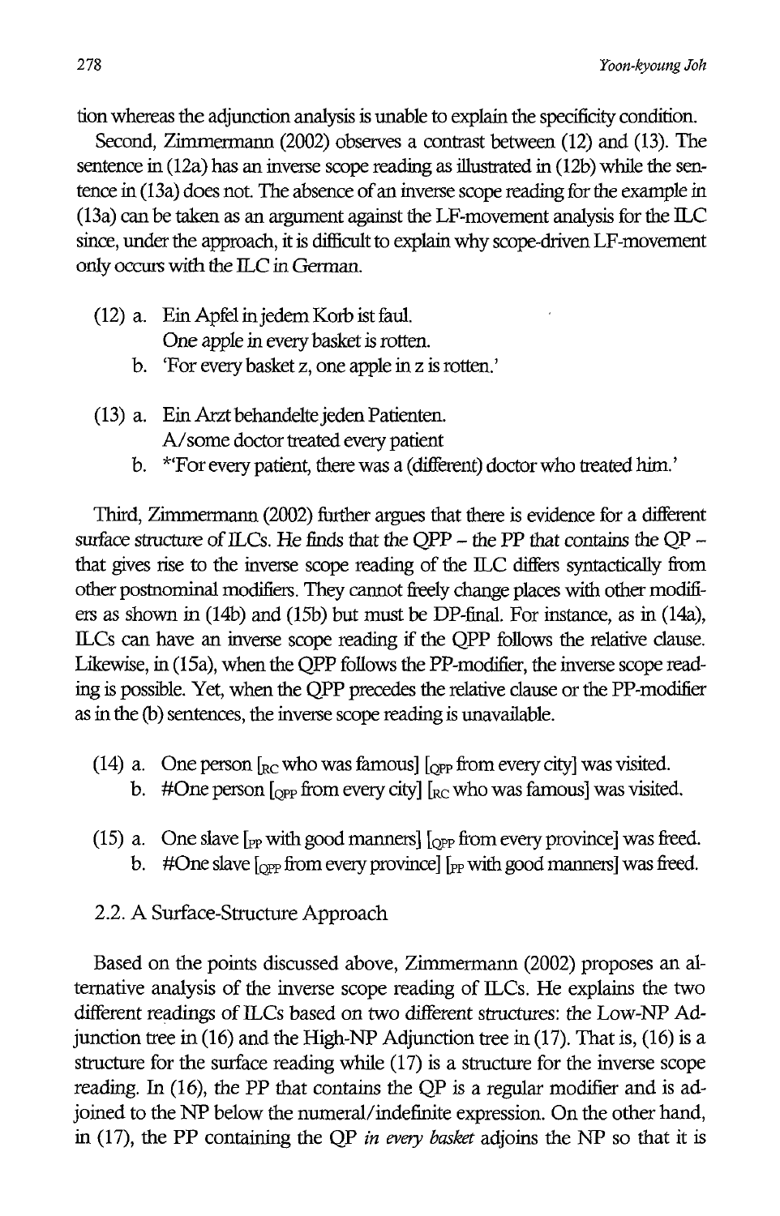tion whereas the adjunction analysis is unable to explain the specificity condition.

Second, Zimmermann (2002) observes a contrast between (12) and (13). The sentence in (12a) has an inverse scope reading as illustrated in (12b) while the sentence in (13a) does not. The absence of an inverse scope reading for the example in (13a) can be taken as an argument against the LF-movement analysis for the ILC since, under the approach, it is difficult to explain why scope-driven LF-movement only occurs with the ILC in German.

(12) a. Ein Apfel in jedem Korb ist faul.
   One apple in every basket is rotten.
  b. 'For every basket z, one apple in z is rotten.'

(13) a. Ein Arzt behandelte jeden Patienten.
   A/some doctor treated every patient
  b. *'For every patient, there was a (different) doctor who treated him.'

Third, Zimmermann (2002) further argues that there is evidence for a different surface structure of ILCs. He finds that the QPP – the PP that contains the QP – that gives rise to the inverse scope reading of the ILC differs syntactically from other postnominal modifiers. They cannot freely change places with other modifiers as shown in (14b) and (15b) but must be DP-final. For instance, as in (14a), ILCs can have an inverse scope reading if the QPP follows the relative clause. Likewise, in (15a), when the QPP follows the PP-modifier, the inverse scope reading is possible. Yet, when the QPP precedes the relative clause or the PP-modifier as in the (b) sentences, the inverse scope reading is unavailable.

(14) a. One person [$_{RC}$ who was famous] [$_{QPP}$ from every city] was visited.
  b. #One person [$_{QPP}$ from every city] [$_{RC}$ who was famous] was visited.

(15) a. One slave [$_{PP}$ with good manners] [$_{QPP}$ from every province] was freed.
  b. #One slave [$_{QPP}$ from every province] [$_{PP}$ with good manners] was freed.

## 2.2. A Surface-Structure Approach

Based on the points discussed above, Zimmermann (2002) proposes an alternative analysis of the inverse scope reading of ILCs. He explains the two different readings of ILCs based on two different structures: the Low-NP Adjunction tree in (16) and the High-NP Adjunction tree in (17). That is, (16) is a structure for the surface reading while (17) is a structure for the inverse scope reading. In (16), the PP that contains the QP is a regular modifier and is adjoined to the NP below the numeral/indefinite expression. On the other hand, in (17), the PP containing the QP *in every basket* adjoins the NP so that it is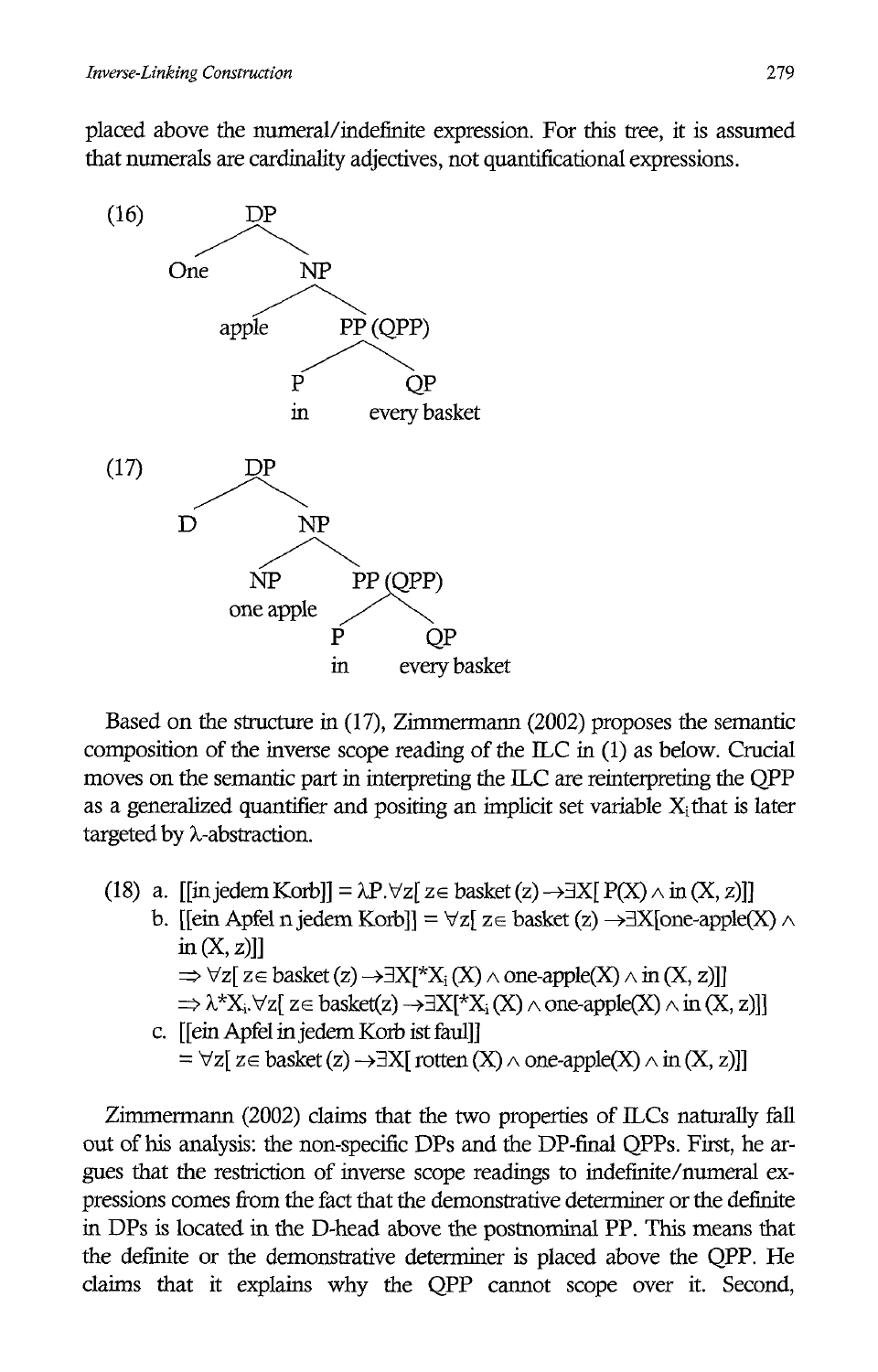placed above the numeral/indefinite expression. For this tree, it is assumed that numerals are cardinality adjectives, not quantificational expressions.

(16)

```
        DP
       /  \
    One    NP
          /  \
     apple    PP (QPP)
             /  \
            P    QP
            in   every basket
```

(17)

```
        DP
       /  \
      D    NP
          /  \
        NP    PP (QPP)
    one apple  /  \
              P    QP
              in   every basket
```

Based on the structure in (17), Zimmermann (2002) proposes the semantic composition of the inverse scope reading of the ILC in (1) as below. Crucial moves on the semantic part in interpreting the ILC are reinterpreting the QPP as a generalized quantifier and positing an implicit set variable $X_i$ that is later targeted by λ-abstraction.

(18) a. [[in jedem Korb]] = $\lambda P.\forall z[\, z \in \text{basket}(z) \rightarrow \exists X[\, P(X) \wedge \text{in}(X, z)]]$

b. [[ein Apfel n jedem Korb]] = $\forall z[\, z \in \text{basket}(z) \rightarrow \exists X[\text{one-apple}(X) \wedge \text{in}(X, z)]]$

$\Rightarrow \forall z[\, z \in \text{basket}(z) \rightarrow \exists X[{}^{*}X_i(X) \wedge \text{one-apple}(X) \wedge \text{in}(X, z)]]$

$\Rightarrow \lambda^{*}X_i.\forall z[\, z \in \text{basket}(z) \rightarrow \exists X[{}^{*}X_i(X) \wedge \text{one-apple}(X) \wedge \text{in}(X, z)]]$

c. [[ein Apfel in jedem Korb ist faul]]

= $\forall z[\, z \in \text{basket}(z) \rightarrow \exists X[\, \text{rotten}(X) \wedge \text{one-apple}(X) \wedge \text{in}(X, z)]]$

Zimmermann (2002) claims that the two properties of ILCs naturally fall out of his analysis: the non-specific DPs and the DP-final QPPs. First, he argues that the restriction of inverse scope readings to indefinite/numeral expressions comes from the fact that the demonstrative determiner or the definite in DPs is located in the D-head above the postnominal PP. This means that the definite or the demonstrative determiner is placed above the QPP. He claims that it explains why the QPP cannot scope over it. Second,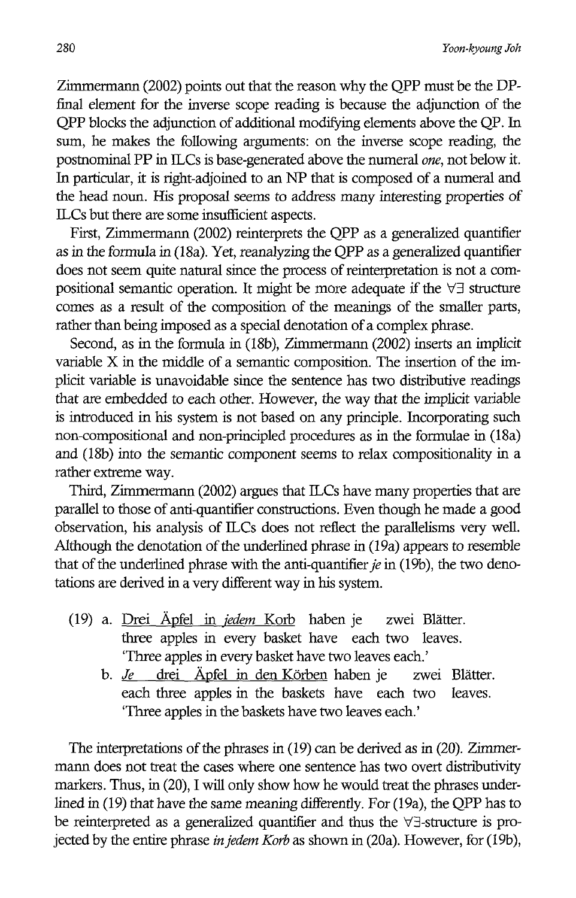Zimmermann (2002) points out that the reason why the QPP must be the DP-final element for the inverse scope reading is because the adjunction of the QPP blocks the adjunction of additional modifying elements above the QP. In sum, he makes the following arguments: on the inverse scope reading, the postnominal PP in ILCs is base-generated above the numeral *one*, not below it. In particular, it is right-adjoined to an NP that is composed of a numeral and the head noun. His proposal seems to address many interesting properties of ILCs but there are some insufficient aspects.

First, Zimmermann (2002) reinterprets the QPP as a generalized quantifier as in the formula in (18a). Yet, reanalyzing the QPP as a generalized quantifier does not seem quite natural since the process of reinterpretation is not a compositional semantic operation. It might be more adequate if the $\forall\exists$ structure comes as a result of the composition of the meanings of the smaller parts, rather than being imposed as a special denotation of a complex phrase.

Second, as in the formula in (18b), Zimmermann (2002) inserts an implicit variable X in the middle of a semantic composition. The insertion of the implicit variable is unavoidable since the sentence has two distributive readings that are embedded to each other. However, the way that the implicit variable is introduced in his system is not based on any principle. Incorporating such non-compositional and non-principled procedures as in the formulae in (18a) and (18b) into the semantic component seems to relax compositionality in a rather extreme way.

Third, Zimmermann (2002) argues that ILCs have many properties that are parallel to those of anti-quantifier constructions. Even though he made a good observation, his analysis of ILCs does not reflect the parallelisms very well. Although the denotation of the underlined phrase in (19a) appears to resemble that of the underlined phrase with the anti-quantifier *je* in (19b), the two denotations are derived in a very different way in his system.

(19) a. <u>Drei Äpfel in *jedem* Korb</u> haben je zwei Blätter.
three apples in every basket have each two leaves.
'Three apples in every basket have two leaves each.'

b. <u>*Je* drei Äpfel in den Körben</u> haben je zwei Blätter.
each three apples in the baskets have each two leaves.
'Three apples in the baskets have two leaves each.'

The interpretations of the phrases in (19) can be derived as in (20). Zimmermann does not treat the cases where one sentence has two overt distributivity markers. Thus, in (20), I will only show how he would treat the phrases underlined in (19) that have the same meaning differently. For (19a), the QPP has to be reinterpreted as a generalized quantifier and thus the $\forall\exists$-structure is projected by the entire phrase *in jedem Korb* as shown in (20a). However, for (19b),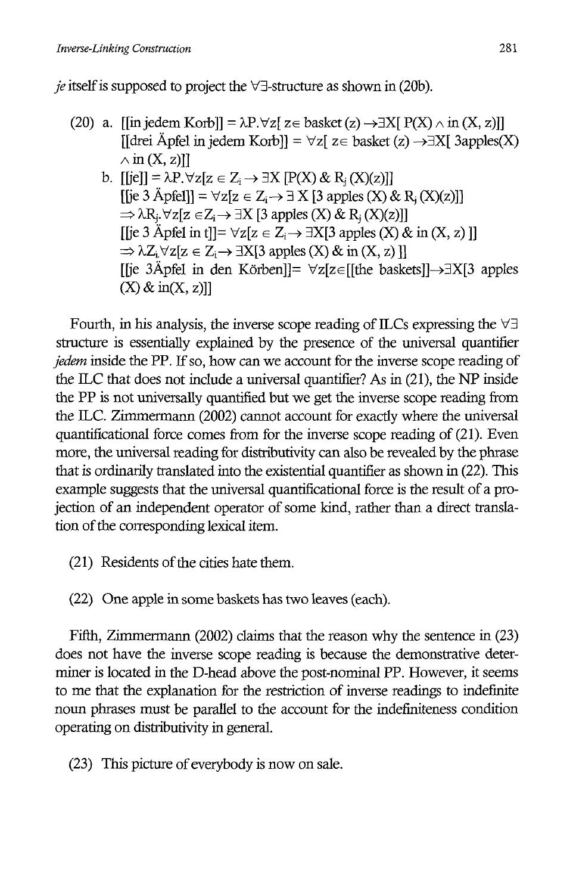*je* itself is supposed to project the $\forall\exists$-structure as shown in (20b).

(20) a. [[in jedem Korb]] = $\lambda P.\forall z[\ z \in \text{basket}(z) \rightarrow \exists X[\ P(X) \wedge \text{in}(X, z)]]$
[[drei Äpfel in jedem Korb]] = $\forall z[\ z \in \text{basket}(z) \rightarrow \exists X[\ 3\text{apples}(X) \wedge \text{in}(X, z)]]$

b. [[je]] = $\lambda P.\forall z[z \in Z_i \rightarrow \exists X\ [P(X)\ \&\ R_j(X)(z)]]$
[[je 3 Äpfel]] = $\forall z[z \in Z_i \rightarrow \exists X\ [3\ \text{apples}(X)\ \&\ R_j(X)(z)]]$
$\Rightarrow \lambda R_j.\forall z[z \in Z_i \rightarrow \exists X\ [3\ \text{apples}(X)\ \&\ R_j(X)(z)]]$
[[je 3 Äpfel in t]]= $\forall z[z \in Z_i \rightarrow \exists X[3\ \text{apples}(X)\ \&\ \text{in}(X, z)]]$
$\Rightarrow \lambda Z_i.\forall z[z \in Z_i \rightarrow \exists X[3\ \text{apples}(X)\ \&\ \text{in}(X, z)]]$
[[je 3Äpfel in den Körben]]= $\forall z[z \in [[\text{the baskets}]] \rightarrow \exists X[3\ \text{apples}(X)\ \&\ \text{in}(X, z)]]$

Fourth, in his analysis, the inverse scope reading of ILCs expressing the $\forall\exists$ structure is essentially explained by the presence of the universal quantifier *jedem* inside the PP. If so, how can we account for the inverse scope reading of the ILC that does not include a universal quantifier? As in (21), the NP inside the PP is not universally quantified but we get the inverse scope reading from the ILC. Zimmermann (2002) cannot account for exactly where the universal quantificational force comes from for the inverse scope reading of (21). Even more, the universal reading for distributivity can also be revealed by the phrase that is ordinarily translated into the existential quantifier as shown in (22). This example suggests that the universal quantificational force is the result of a projection of an independent operator of some kind, rather than a direct translation of the corresponding lexical item.

(21) Residents of the cities hate them.

(22) One apple in some baskets has two leaves (each).

Fifth, Zimmermann (2002) claims that the reason why the sentence in (23) does not have the inverse scope reading is because the demonstrative determiner is located in the D-head above the post-nominal PP. However, it seems to me that the explanation for the restriction of inverse readings to indefinite noun phrases must be parallel to the account for the indefiniteness condition operating on distributivity in general.

(23) This picture of everybody is now on sale.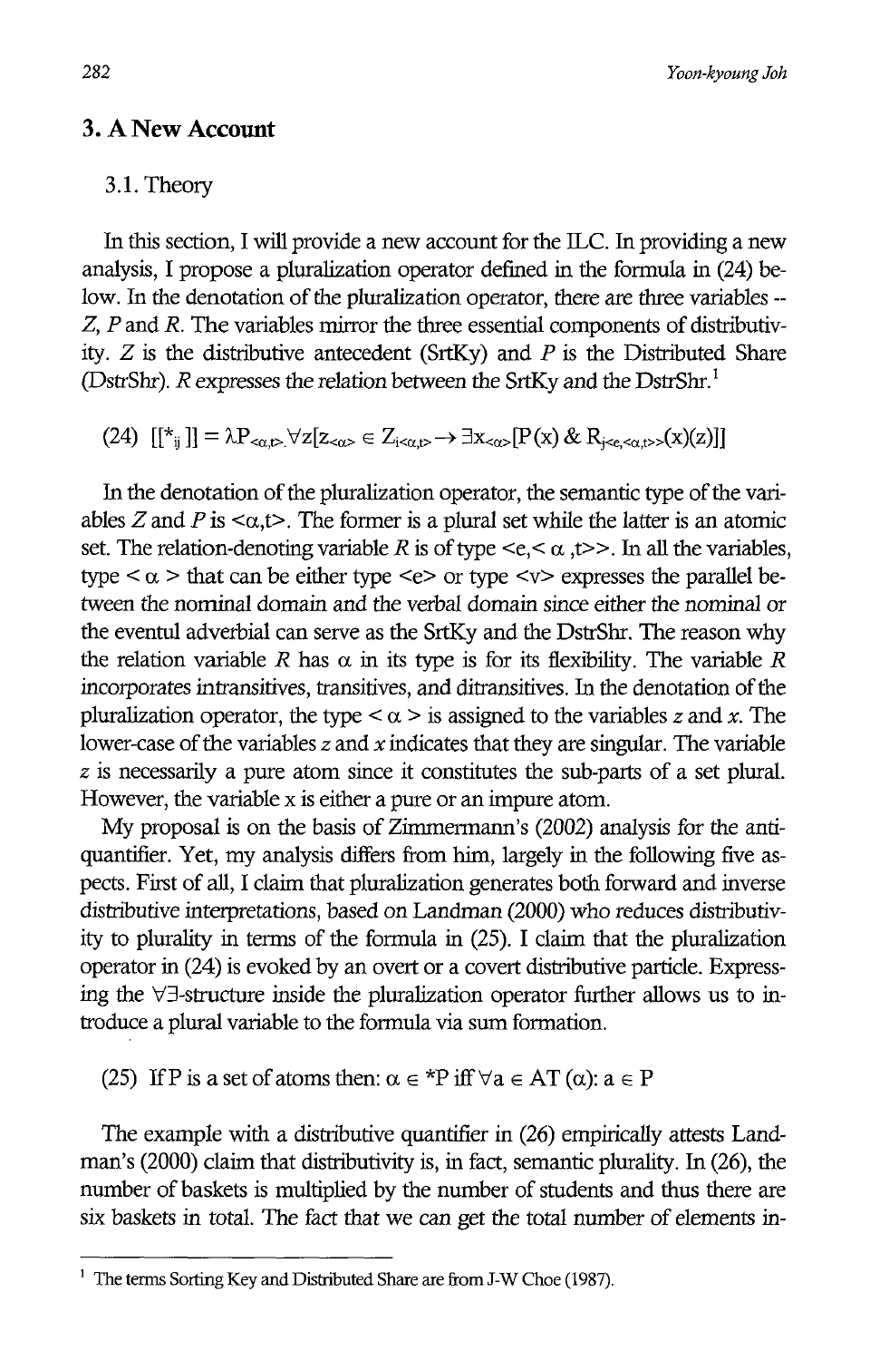## 3. A New Account

### 3.1. Theory

In this section, I will provide a new account for the ILC. In providing a new analysis, I propose a pluralization operator defined in the formula in (24) below. In the denotation of the pluralization operator, there are three variables -- *Z*, *P* and *R*. The variables mirror the three essential components of distributivity. *Z* is the distributive antecedent (SrtKy) and *P* is the Distributed Share (DstrShr). *R* expresses the relation between the SrtKy and the DstrShr.[1]

(24) $[[*_{ij}]] = \lambda P_{<\alpha,t>}.\forall z[z_{<\alpha>} \in Z_{i<\alpha,t>} \rightarrow \exists x_{<\alpha>}[P(x) \& R_{j<e,<\alpha,t>>}(x)(z)]]$

In the denotation of the pluralization operator, the semantic type of the variables *Z* and *P* is $<\alpha,t>$. The former is a plural set while the latter is an atomic set. The relation-denoting variable *R* is of type $<e,<\alpha,t>>$. In all the variables, type $<\alpha>$ that can be either type $<e>$ or type $<v>$ expresses the parallel between the nominal domain and the verbal domain since either the nominal or the eventul adverbial can serve as the SrtKy and the DstrShr. The reason why the relation variable *R* has $\alpha$ in its type is for its flexibility. The variable *R* incorporates intransitives, transitives, and ditransitives. In the denotation of the pluralization operator, the type $<\alpha>$ is assigned to the variables *z* and *x*. The lower-case of the variables *z* and *x* indicates that they are singular. The variable *z* is necessarily a pure atom since it constitutes the sub-parts of a set plural. However, the variable x is either a pure or an impure atom.

My proposal is on the basis of Zimmermann's (2002) analysis for the anti-quantifier. Yet, my analysis differs from him, largely in the following five aspects. First of all, I claim that pluralization generates both forward and inverse distributive interpretations, based on Landman (2000) who reduces distributivity to plurality in terms of the formula in (25). I claim that the pluralization operator in (24) is evoked by an overt or a covert distributive particle. Expressing the $\forall\exists$-structure inside the pluralization operator further allows us to introduce a plural variable to the formula via sum formation.

(25) If P is a set of atoms then: $\alpha \in *P$ iff $\forall a \in AT(\alpha): a \in P$

The example with a distributive quantifier in (26) empirically attests Landman's (2000) claim that distributivity is, in fact, semantic plurality. In (26), the number of baskets is multiplied by the number of students and thus there are six baskets in total. The fact that we can get the total number of elements in-

[1] The terms Sorting Key and Distributed Share are from J-W Choe (1987).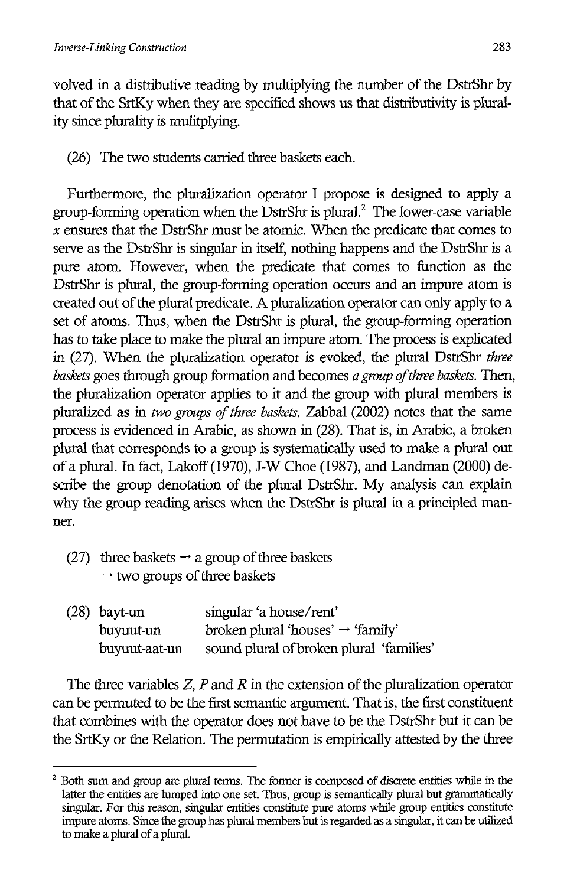volved in a distributive reading by multiplying the number of the DstrShr by that of the SrtKy when they are specified shows us that distributivity is plurality since plurality is mulitpplying.

(26) The two students carried three baskets each.

Furthermore, the pluralization operator I propose is designed to apply a group-forming operation when the DstrShr is plural.[2] The lower-case variable $x$ ensures that the DstrShr must be atomic. When the predicate that comes to serve as the DstrShr is singular in itself, nothing happens and the DstrShr is a pure atom. However, when the predicate that comes to function as the DstrShr is plural, the group-forming operation occurs and an impure atom is created out of the plural predicate. A pluralization operator can only apply to a set of atoms. Thus, when the DstrShr is plural, the group-forming operation has to take place to make the plural an impure atom. The process is explicated in (27). When the pluralization operator is evoked, the plural DstrShr *three baskets* goes through group formation and becomes *a group of three baskets*. Then, the pluralization operator applies to it and the group with plural members is pluralized as in *two groups of three baskets*. Zabbal (2002) notes that the same process is evidenced in Arabic, as shown in (28). That is, in Arabic, a broken plural that corresponds to a group is systematically used to make a plural out of a plural. In fact, Lakoff (1970), J-W Choe (1987), and Landman (2000) describe the group denotation of the plural DstrShr. My analysis can explain why the group reading arises when the DstrShr is plural in a principled manner.

(27) three baskets → a group of three baskets
→ two groups of three baskets

(28)

| | |
|---|---|
| bayt-un | singular 'a house/rent' |
| buyuut-un | broken plural 'houses' → 'family' |
| buyuut-aat-un | sound plural of broken plural 'families' |

The three variables $Z$, $P$ and $R$ in the extension of the pluralization operator can be permuted to be the first semantic argument. That is, the first constituent that combines with the operator does not have to be the DstrShr but it can be the SrtKy or the Relation. The permutation is empirically attested by the three

---

[2] Both sum and group are plural terms. The former is composed of discrete entities while in the latter the entities are lumped into one set. Thus, group is semantically plural but grammatically singular. For this reason, singular entities constitute pure atoms while group entities constitute impure atoms. Since the group has plural members but is regarded as a singular, it can be utilized to make a plural of a plural.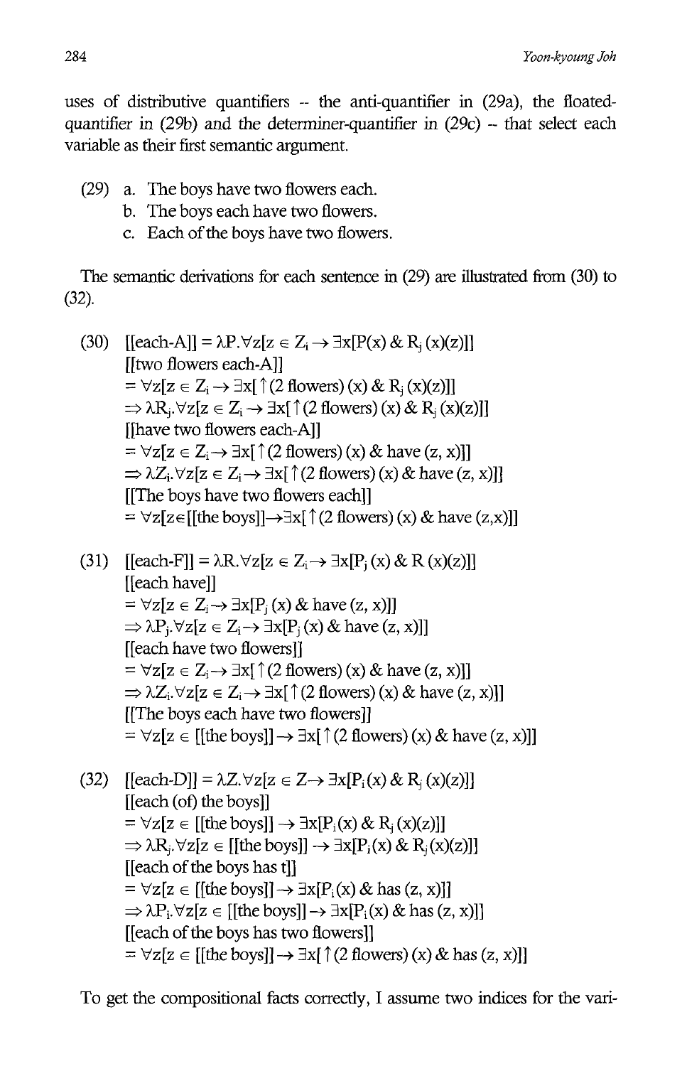uses of distributive quantifiers -- the anti-quantifier in (29a), the floated-quantifier in (29b) and the determiner-quantifier in (29c) -- that select each variable as their first semantic argument.

(29) a. The boys have two flowers each.
b. The boys each have two flowers.
c. Each of the boys have two flowers.

The semantic derivations for each sentence in (29) are illustrated from (30) to (32).

(30) [[each-A]] = $\lambda P.\forall z[z \in Z_i \rightarrow \exists x[P(x) \,\&\, R_j(x)(z)]]$
[[two flowers each-A]]
$= \forall z[z \in Z_i \rightarrow \exists x[\uparrow(2 \text{ flowers})(x) \,\&\, R_j(x)(z)]]$
$\Rightarrow \lambda R_j.\forall z[z \in Z_i \rightarrow \exists x[\uparrow(2 \text{ flowers})(x) \,\&\, R_j(x)(z)]]$
[[have two flowers each-A]]
$= \forall z[z \in Z_i \rightarrow \exists x[\uparrow(2 \text{ flowers})(x) \,\&\, \text{have}(z, x)]]$
$\Rightarrow \lambda Z_i.\forall z[z \in Z_i \rightarrow \exists x[\uparrow(2 \text{ flowers})(x) \,\&\, \text{have}(z, x)]]$
[[The boys have two flowers each]]
$= \forall z[z \in [[\text{the boys}]] \rightarrow \exists x[\uparrow(2 \text{ flowers})(x) \,\&\, \text{have}(z,x)]]$

(31) [[each-F]] = $\lambda R.\forall z[z \in Z_i \rightarrow \exists x[P_j(x) \,\&\, R(x)(z)]]$
[[each have]]
$= \forall z[z \in Z_i \rightarrow \exists x[P_j(x) \,\&\, \text{have}(z, x)]]$
$\Rightarrow \lambda P_j.\forall z[z \in Z_i \rightarrow \exists x[P_j(x) \,\&\, \text{have}(z, x)]]$
[[each have two flowers]]
$= \forall z[z \in Z_i \rightarrow \exists x[\uparrow(2 \text{ flowers})(x) \,\&\, \text{have}(z, x)]]$
$\Rightarrow \lambda Z_i.\forall z[z \in Z_i \rightarrow \exists x[\uparrow(2 \text{ flowers})(x) \,\&\, \text{have}(z, x)]]$
[[The boys each have two flowers]]
$= \forall z[z \in [[\text{the boys}]] \rightarrow \exists x[\uparrow(2 \text{ flowers})(x) \,\&\, \text{have}(z, x)]]$

(32) [[each-D]] = $\lambda Z.\forall z[z \in Z \rightarrow \exists x[P_i(x) \,\&\, R_j(x)(z)]]$
[[each (of) the boys]]
$= \forall z[z \in [[\text{the boys}]] \rightarrow \exists x[P_i(x) \,\&\, R_j(x)(z)]]$
$\Rightarrow \lambda R_j.\forall z[z \in [[\text{the boys}]] \rightarrow \exists x[P_i(x) \,\&\, R_j(x)(z)]]$
[[each of the boys has t]]
$= \forall z[z \in [[\text{the boys}]] \rightarrow \exists x[P_i(x) \,\&\, \text{has}(z, x)]]$
$\Rightarrow \lambda P_i.\forall z[z \in [[\text{the boys}]] \rightarrow \exists x[P_i(x) \,\&\, \text{has}(z, x)]]$
[[each of the boys has two flowers]]
$= \forall z[z \in [[\text{the boys}]] \rightarrow \exists x[\uparrow(2 \text{ flowers})(x) \,\&\, \text{has}(z, x)]]$

To get the compositional facts correctly, I assume two indices for the vari-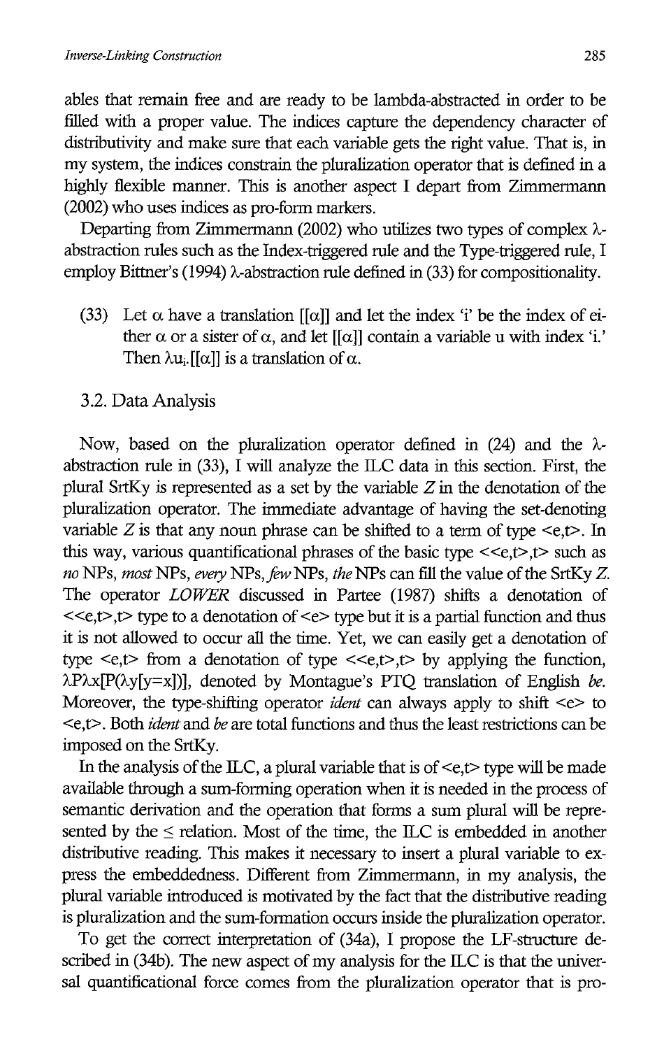ables that remain free and are ready to be lambda-abstracted in order to be filled with a proper value. The indices capture the dependency character of distributivity and make sure that each variable gets the right value. That is, in my system, the indices constrain the pluralization operator that is defined in a highly flexible manner. This is another aspect I depart from Zimmermann (2002) who uses indices as pro-form markers.

Departing from Zimmermann (2002) who utilizes two types of complex $\lambda$-abstraction rules such as the Index-triggered rule and the Type-triggered rule, I employ Bittner's (1994) $\lambda$-abstraction rule defined in (33) for compositionality.

(33) Let $\alpha$ have a translation $[[\alpha]]$ and let the index 'i' be the index of either $\alpha$ or a sister of $\alpha$, and let $[[\alpha]]$ contain a variable u with index 'i.' Then $\lambda u_i.[[\alpha]]$ is a translation of $\alpha$.

## 3.2. Data Analysis

Now, based on the pluralization operator defined in (24) and the $\lambda$-abstraction rule in (33), I will analyze the ILC data in this section. First, the plural SrtKy is represented as a set by the variable $Z$ in the denotation of the pluralization operator. The immediate advantage of having the set-denoting variable $Z$ is that any noun phrase can be shifted to a term of type <e,t>. In this way, various quantificational phrases of the basic type <<e,t>,t> such as *no* NPs, *most* NPs, *every* NPs, *few* NPs, *the* NPs can fill the value of the SrtKy $Z$. The operator *LOWER* discussed in Partee (1987) shifts a denotation of <<e,t>,t> type to a denotation of <e> type but it is a partial function and thus it is not allowed to occur all the time. Yet, we can easily get a denotation of type <e,t> from a denotation of type <<e,t>,t> by applying the function, $\lambda P \lambda x[P(\lambda y[y=x])]$, denoted by Montague's PTQ translation of English *be*. Moreover, the type-shifting operator *ident* can always apply to shift <e> to <e,t>. Both *ident* and *be* are total functions and thus the least restrictions can be imposed on the SrtKy.

In the analysis of the ILC, a plural variable that is of <e,t> type will be made available through a sum-forming operation when it is needed in the process of semantic derivation and the operation that forms a sum plural will be represented by the $\leq$ relation. Most of the time, the ILC is embedded in another distributive reading. This makes it necessary to insert a plural variable to express the embeddedness. Different from Zimmermann, in my analysis, the plural variable introduced is motivated by the fact that the distributive reading is pluralization and the sum-formation occurs inside the pluralization operator.

To get the correct interpretation of (34a), I propose the LF-structure described in (34b). The new aspect of my analysis for the ILC is that the universal quantificational force comes from the pluralization operator that is pro-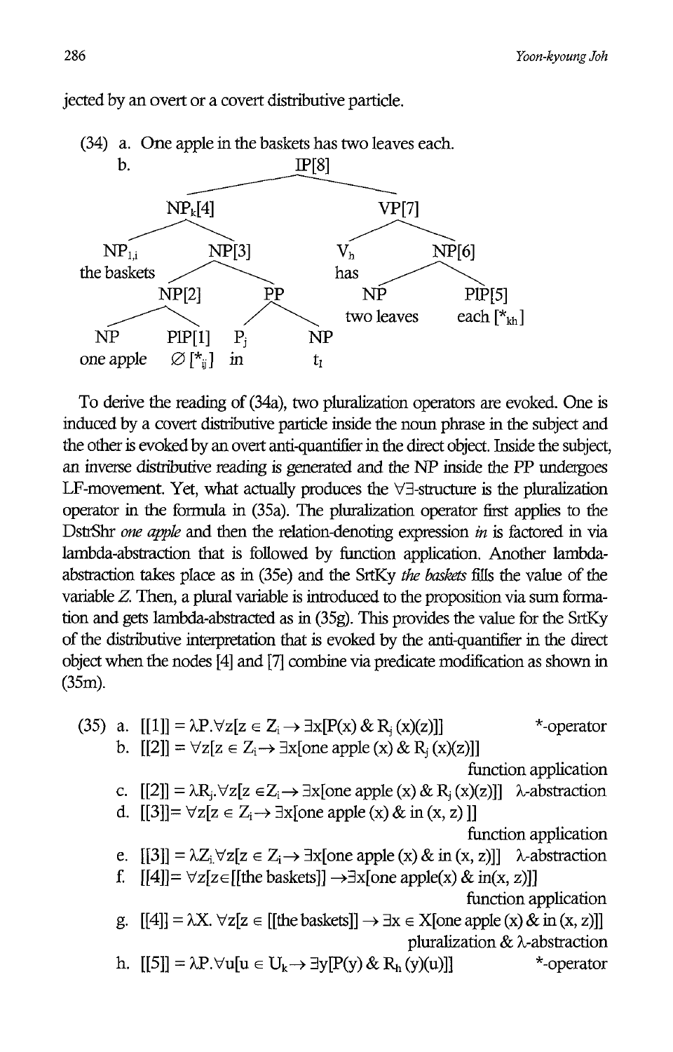jected by an overt or a covert distributive particle.

(34) a. One apple in the baskets has two leaves each.

b.

```
                        IP[8]
              __________|__________
             |                     |
          NP_k[4]                VP[7]
        ____|____              ___|___
       |         |            |       |
    NP_{1,i}   NP[3]         V_h    NP[6]
  the baskets  __|__         has    __|__
              |     |              |     |
           NP[2]    PP             NP    PlP[5]
           __|__   __|__      two leaves  each [*_kh]
          |     | |     |
         NP PlP[1] P_j   NP
  one apple ∅[*_ij] in    t_I
```

To derive the reading of (34a), two pluralization operators are evoked. One is induced by a covert distributive particle inside the noun phrase in the subject and the other is evoked by an overt anti-quantifier in the direct object. Inside the subject, an inverse distributive reading is generated and the NP inside the PP undergoes LF-movement. Yet, what actually produces the $\forall\exists$-structure is the pluralization operator in the formula in (35a). The pluralization operator first applies to the DstrShr *one apple* and then the relation-denoting expression *in* is factored in via lambda-abstraction that is followed by function application. Another lambda-abstraction takes place as in (35e) and the SrtKy *the baskets* fills the value of the variable Z. Then, a plural variable is introduced to the proposition via sum formation and gets lambda-abstracted as in (35g). This provides the value for the SrtKy of the distributive interpretation that is evoked by the anti-quantifier in the direct object when the nodes [4] and [7] combine via predicate modification as shown in (35m).

(35) a. $[[1]] = \lambda P.\forall z[z \in Z_i \rightarrow \exists x[P(x) \& R_j(x)(z)]]$ *-operator

b. $[[2]] = \forall z[z \in Z_i \rightarrow \exists x[\text{one apple}(x) \& R_j(x)(z)]]$ function application

c. $[[2]] = \lambda R_j.\forall z[z \in Z_i \rightarrow \exists x[\text{one apple}(x) \& R_j(x)(z)]]$ λ-abstraction

d. $[[3]] = \forall z[z \in Z_i \rightarrow \exists x[\text{one apple}(x) \& \text{in}(x, z)]]$ function application

e. $[[3]] = \lambda Z_i.\forall z[z \in Z_i \rightarrow \exists x[\text{one apple}(x) \& \text{in}(x, z)]]$ λ-abstraction

f. $[[4]] = \forall z[z \in [[\text{the baskets}]] \rightarrow \exists x[\text{one apple}(x) \& \text{in}(x, z)]]$ function application

g. $[[4]] = \lambda X.\forall z[z \in [[\text{the baskets}]] \rightarrow \exists x \in X[\text{one apple}(x) \& \text{in}(x, z)]]$ pluralization & λ-abstraction

h. $[[5]] = \lambda P.\forall u[u \in U_k \rightarrow \exists y[P(y) \& R_h(y)(u)]]$ *-operator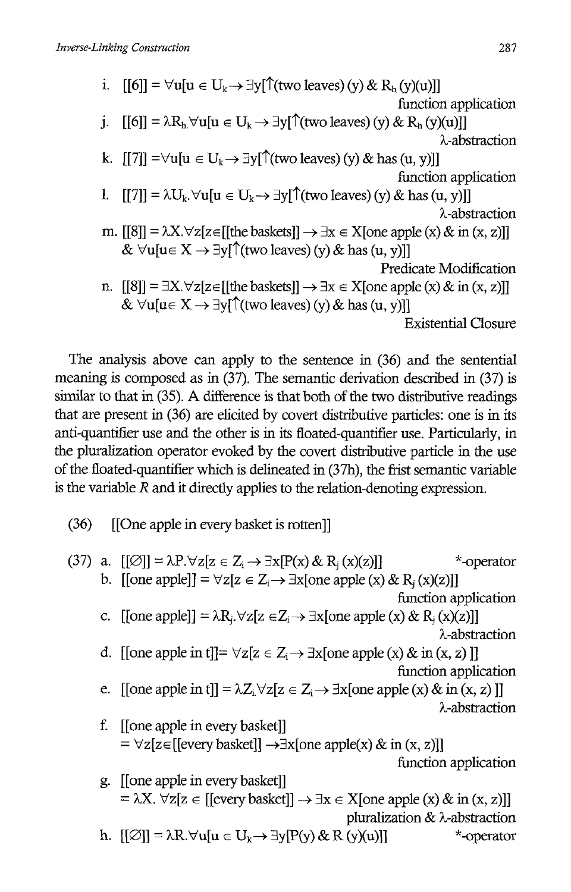i. $[[6]] = \forall u[u \in U_k \rightarrow \exists y[\uparrow(\text{two leaves})(y) \;\&\; R_h(y)(u)]]$ function application

j. $[[6]] = \lambda R_h.\forall u[u \in U_k \rightarrow \exists y[\uparrow(\text{two leaves})(y) \;\&\; R_h(y)(u)]]$ λ-abstraction

k. $[[7]] = \forall u[u \in U_k \rightarrow \exists y[\uparrow(\text{two leaves})(y) \;\&\; \text{has}(u, y)]]$ function application

l. $[[7]] = \lambda U_k.\forall u[u \in U_k \rightarrow \exists y[\uparrow(\text{two leaves})(y) \;\&\; \text{has}(u, y)]]$ λ-abstraction

m. $[[8]] = \lambda X.\forall z[z \in [[\text{the baskets}]] \rightarrow \exists x \in X[\text{one apple}(x) \;\&\; \text{in}(x, z)]] \;\&\; \forall u[u \in X \rightarrow \exists y[\uparrow(\text{two leaves})(y) \;\&\; \text{has}(u, y)]]$ Predicate Modification

n. $[[8]] = \exists X.\forall z[z \in [[\text{the baskets}]] \rightarrow \exists x \in X[\text{one apple}(x) \;\&\; \text{in}(x, z)]] \;\&\; \forall u[u \in X \rightarrow \exists y[\uparrow(\text{two leaves})(y) \;\&\; \text{has}(u, y)]]$ Existential Closure

The analysis above can apply to the sentence in (36) and the sentential meaning is composed as in (37). The semantic derivation described in (37) is similar to that in (35). A difference is that both of the two distributive readings that are present in (36) are elicited by covert distributive particles: one is in its anti-quantifier use and the other is in its floated-quantifier use. Particularly, in the pluralization operator evoked by the covert distributive particle in the use of the floated-quantifier which is delineated in (37h), the frist semantic variable is the variable *R* and it directly applies to the relation-denoting expression.

(36) [[One apple in every basket is rotten]]

(37) a. $[[\varnothing]] = \lambda P.\forall z[z \in Z_i \rightarrow \exists x[P(x) \;\&\; R_j(x)(z)]]$ *-operator

b. $[[\text{one apple}]] = \forall z[z \in Z_i \rightarrow \exists x[\text{one apple}(x) \;\&\; R_j(x)(z)]]$ function application

c. $[[\text{one apple}]] = \lambda R_j.\forall z[z \in Z_i \rightarrow \exists x[\text{one apple}(x) \;\&\; R_j(x)(z)]]$ λ-abstraction

d. $[[\text{one apple in t}]] = \forall z[z \in Z_i \rightarrow \exists x[\text{one apple}(x) \;\&\; \text{in}(x, z)]]$ function application

e. $[[\text{one apple in t}]] = \lambda Z_i.\forall z[z \in Z_i \rightarrow \exists x[\text{one apple}(x) \;\&\; \text{in}(x, z)]]$ λ-abstraction

f. $[[\text{one apple in every basket}]]$
$= \forall z[z \in [[\text{every basket}]] \rightarrow \exists x[\text{one apple}(x) \;\&\; \text{in}(x, z)]]$ function application

g. $[[\text{one apple in every basket}]]$
$= \lambda X.\forall z[z \in [[\text{every basket}]] \rightarrow \exists x \in X[\text{one apple}(x) \;\&\; \text{in}(x, z)]]$ pluralization & λ-abstraction

h. $[[\varnothing]] = \lambda R.\forall u[u \in U_k \rightarrow \exists y[P(y) \;\&\; R(y)(u)]]$ *-operator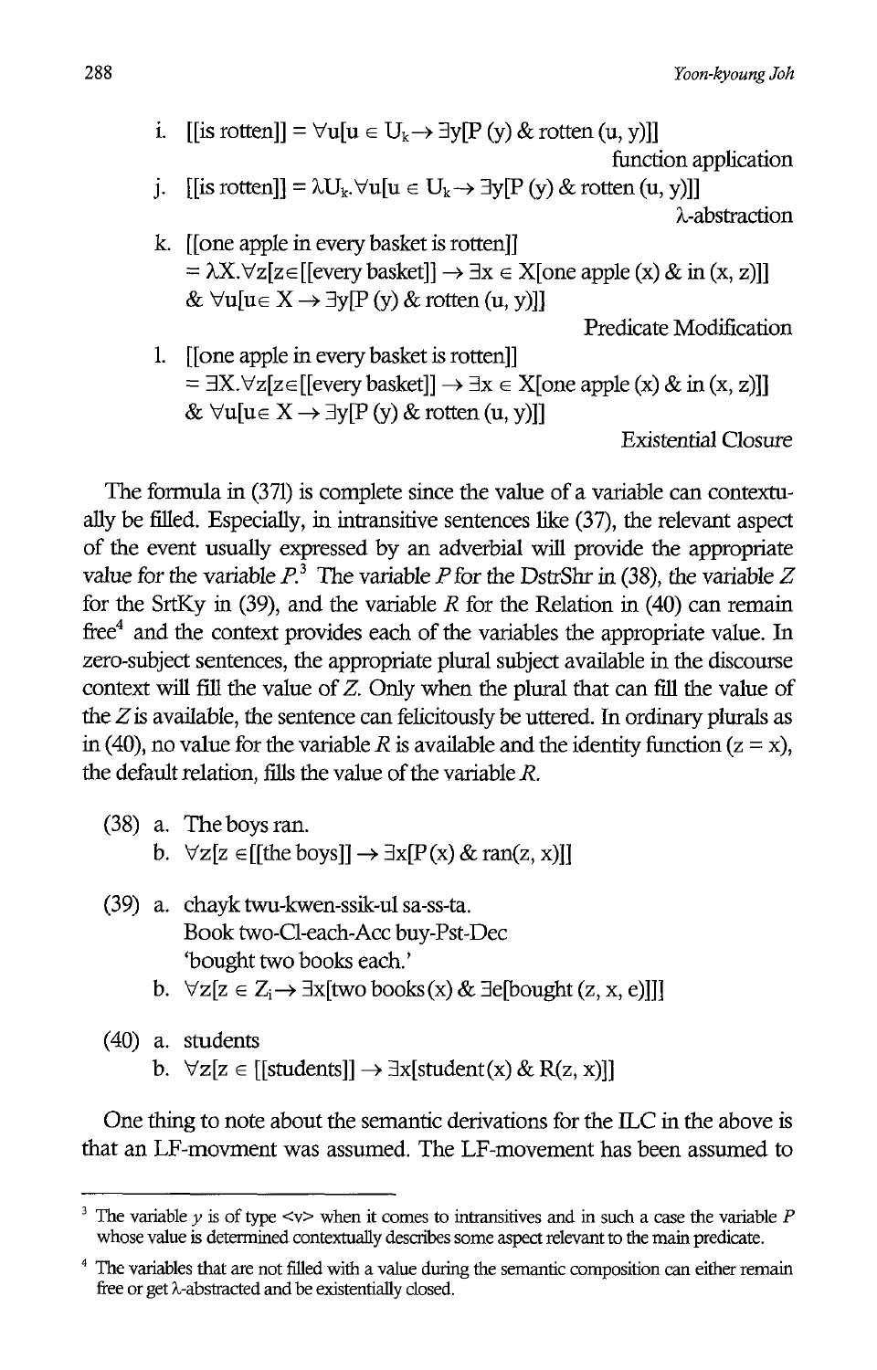i. $[[\text{is rotten}]] = \forall u[u \in U_k \rightarrow \exists y[P(y) \ \& \ \text{rotten}(u, y)]]$

function application

j. $[[\text{is rotten}]] = \lambda U_k.\forall u[u \in U_k \rightarrow \exists y[P(y) \ \& \ \text{rotten}(u, y)]]$

λ-abstraction

k. $[[\text{one apple in every basket is rotten}]]$
$= \lambda X.\forall z[z \in [[\text{every basket}]] \rightarrow \exists x \in X[\text{one apple}(x) \ \& \ \text{in}(x, z)]]$
$\& \ \forall u[u \in X \rightarrow \exists y[P(y) \ \& \ \text{rotten}(u, y)]]$

Predicate Modification

l. $[[\text{one apple in every basket is rotten}]]$
$= \exists X.\forall z[z \in [[\text{every basket}]] \rightarrow \exists x \in X[\text{one apple}(x) \ \& \ \text{in}(x, z)]]$
$\& \ \forall u[u \in X \rightarrow \exists y[P(y) \ \& \ \text{rotten}(u, y)]]$

Existential Closure

The formula in (37l) is complete since the value of a variable can contextually be filled. Especially, in intransitive sentences like (37), the relevant aspect of the event usually expressed by an adverbial will provide the appropriate value for the variable *P*.[3] The variable *P* for the DstrShr in (38), the variable *Z* for the SrtKy in (39), and the variable *R* for the Relation in (40) can remain free[4] and the context provides each of the variables the appropriate value. In zero-subject sentences, the appropriate plural subject available in the discourse context will fill the value of *Z*. Only when the plural that can fill the value of the *Z* is available, the sentence can felicitously be uttered. In ordinary plurals as in (40), no value for the variable *R* is available and the identity function (z = x), the default relation, fills the value of the variable *R*.

(38) a. The boys ran.

b. $\forall z[z \in [[\text{the boys}]] \rightarrow \exists x[P(x) \ \& \ \text{ran}(z, x)]]$

(39) a. chayk twu-kwen-ssik-ul sa-ss-ta.
Book two-Cl-each-Acc buy-Pst-Dec
'bought two books each.'

b. $\forall z[z \in Z_i \rightarrow \exists x[\text{two books}(x) \ \& \ \exists e[\text{bought}(z, x, e)]]]$

(40) a. students

b. $\forall z[z \in [[\text{students}]] \rightarrow \exists x[\text{student}(x) \ \& \ R(z, x)]]$

One thing to note about the semantic derivations for the ILC in the above is that an LF-movment was assumed. The LF-movement has been assumed to

---

[3] The variable *y* is of type <v> when it comes to intransitives and in such a case the variable *P* whose value is determined contextually describes some aspect relevant to the main predicate.

[4] The variables that are not filled with a value during the semantic composition can either remain free or get λ-abstracted and be existentially closed.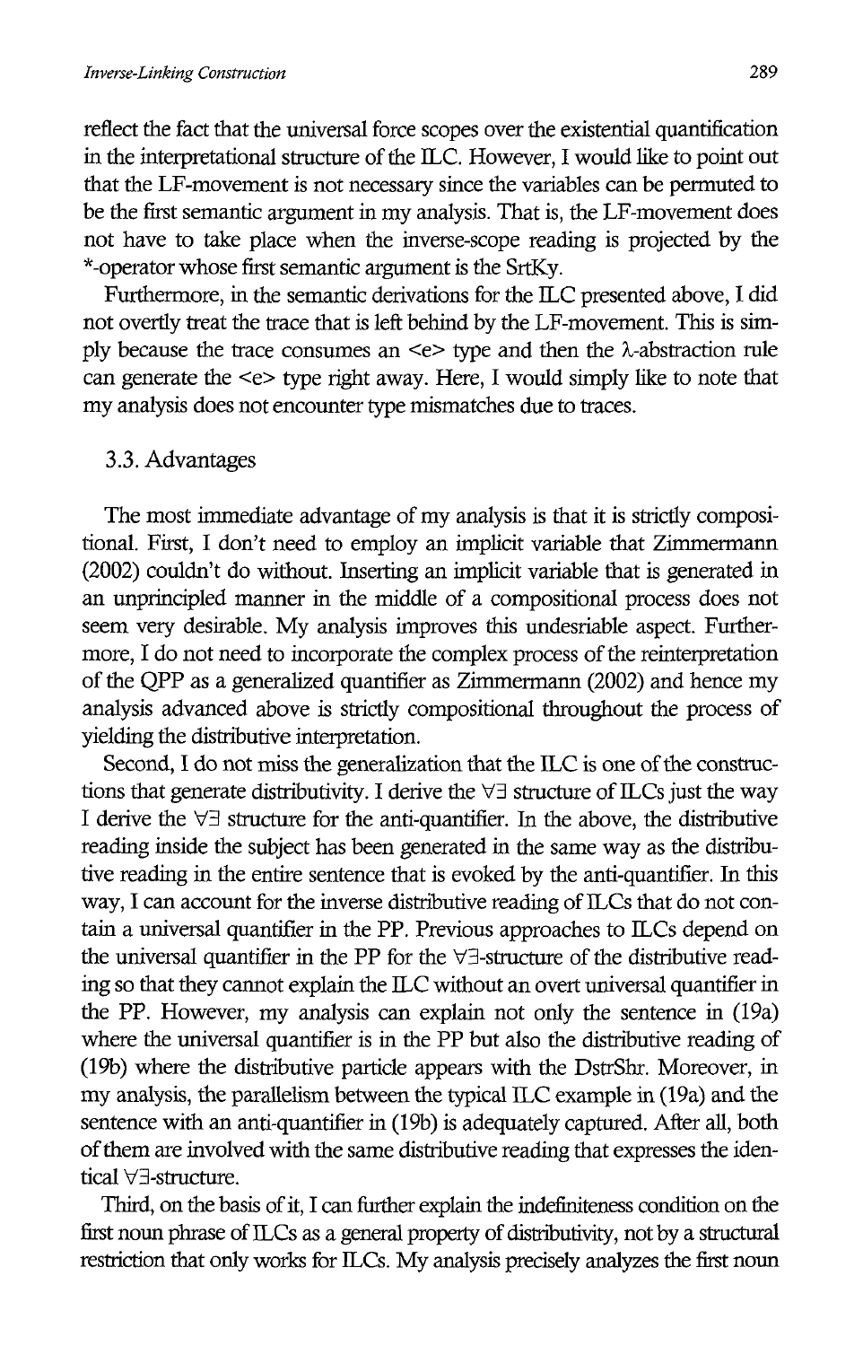reflect the fact that the universal force scopes over the existential quantification in the interpretational structure of the ILC. However, I would like to point out that the LF-movement is not necessary since the variables can be permuted to be the first semantic argument in my analysis. That is, the LF-movement does not have to take place when the inverse-scope reading is projected by the *-operator whose first semantic argument is the SrtKy.

Furthermore, in the semantic derivations for the ILC presented above, I did not overtly treat the trace that is left behind by the LF-movement. This is simply because the trace consumes an <e> type and then the λ-abstraction rule can generate the <e> type right away. Here, I would simply like to note that my analysis does not encounter type mismatches due to traces.

### 3.3. Advantages

The most immediate advantage of my analysis is that it is strictly compositional. First, I don't need to employ an implicit variable that Zimmermann (2002) couldn't do without. Inserting an implicit variable that is generated in an unprincipled manner in the middle of a compositional process does not seem very desirable. My analysis improves this undesriable aspect. Furthermore, I do not need to incorporate the complex process of the reinterpretation of the QPP as a generalized quantifier as Zimmermann (2002) and hence my analysis advanced above is strictly compositional throughout the process of yielding the distributive interpretation.

Second, I do not miss the generalization that the ILC is one of the constructions that generate distributivity. I derive the $\forall\exists$ structure of ILCs just the way I derive the $\forall\exists$ structure for the anti-quantifier. In the above, the distributive reading inside the subject has been generated in the same way as the distributive reading in the entire sentence that is evoked by the anti-quantifier. In this way, I can account for the inverse distributive reading of ILCs that do not contain a universal quantifier in the PP. Previous approaches to ILCs depend on the universal quantifier in the PP for the $\forall\exists$-structure of the distributive reading so that they cannot explain the ILC without an overt universal quantifier in the PP. However, my analysis can explain not only the sentence in (19a) where the universal quantifier is in the PP but also the distributive reading of (19b) where the distributive particle appears with the DstrShr. Moreover, in my analysis, the parallelism between the typical ILC example in (19a) and the sentence with an anti-quantifier in (19b) is adequately captured. After all, both of them are involved with the same distributive reading that expresses the identical $\forall\exists$-structure.

Third, on the basis of it, I can further explain the indefiniteness condition on the first noun phrase of ILCs as a general property of distributivity, not by a structural restriction that only works for ILCs. My analysis precisely analyzes the first noun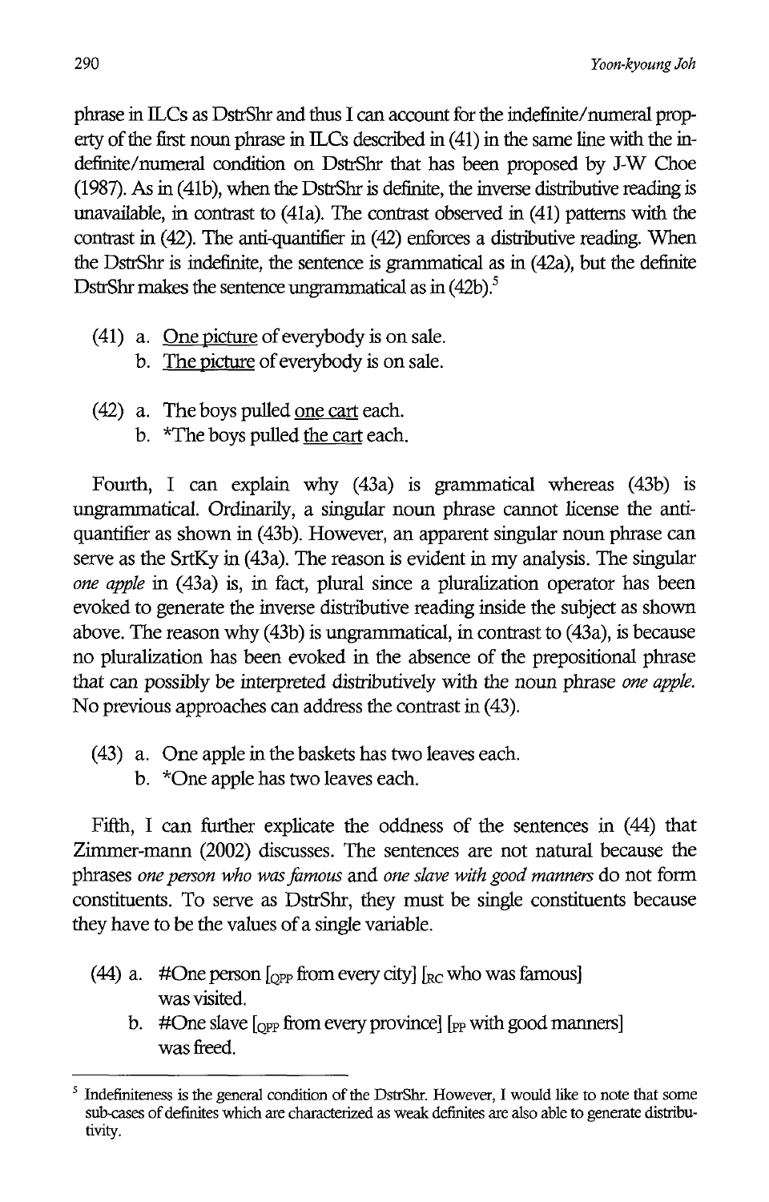phrase in ILCs as DstrShr and thus I can account for the indefinite/numeral property of the first noun phrase in ILCs described in (41) in the same line with the indefinite/numeral condition on DstrShr that has been proposed by J-W Choe (1987). As in (41b), when the DstrShr is definite, the inverse distributive reading is unavailable, in contrast to (41a). The contrast observed in (41) patterns with the contrast in (42). The anti-quantifier in (42) enforces a distributive reading. When the DstrShr is indefinite, the sentence is grammatical as in (42a), but the definite DstrShr makes the sentence ungrammatical as in (42b).[5]

(41) a. <u>One picture</u> of everybody is on sale.
  b. <u>The picture</u> of everybody is on sale.

(42) a. The boys pulled <u>one cart</u> each.
  b. *The boys pulled <u>the cart</u> each.

Fourth, I can explain why (43a) is grammatical whereas (43b) is ungrammatical. Ordinarily, a singular noun phrase cannot license the anti-quantifier as shown in (43b). However, an apparent singular noun phrase can serve as the SrtKy in (43a). The reason is evident in my analysis. The singular *one apple* in (43a) is, in fact, plural since a pluralization operator has been evoked to generate the inverse distributive reading inside the subject as shown above. The reason why (43b) is ungrammatical, in contrast to (43a), is because no pluralization has been evoked in the absence of the prepositional phrase that can possibly be interpreted distributively with the noun phrase *one apple*. No previous approaches can address the contrast in (43).

(43) a. One apple in the baskets has two leaves each.
  b. *One apple has two leaves each.

Fifth, I can further explicate the oddness of the sentences in (44) that Zimmer-mann (2002) discusses. The sentences are not natural because the phrases *one person who was famous* and *one slave with good manners* do not form constituents. To serve as DstrShr, they must be single constituents because they have to be the values of a single variable.

(44) a. #One person [$_{QPP}$ from every city] [$_{RC}$ who was famous] was visited.
  b. #One slave [$_{QPP}$ from every province] [$_{PP}$ with good manners] was freed.

---

[5] Indefiniteness is the general condition of the DstrShr. However, I would like to note that some sub-cases of definites which are characterized as weak definites are also able to generate distributivity.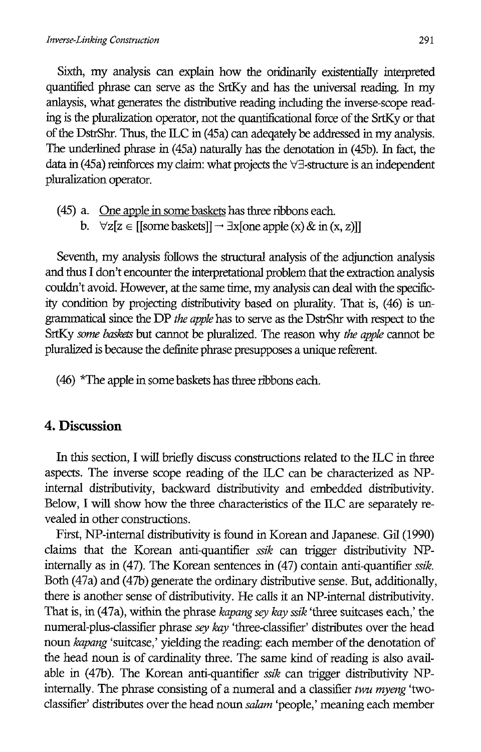Sixth, my analysis can explain how the oridinarily existentially interpreted quantified phrase can serve as the SrtKy and has the universal reading. In my anlaysis, what generates the distributive reading including the inverse-scope reading is the pluralization operator, not the quantificational force of the SrtKy or that of the DstrShr. Thus, the ILC in (45a) can adeqately be addressed in my analysis. The underlined phrase in (45a) naturally has the denotation in (45b). In fact, the data in (45a) reinforces my claim: what projects the ∀∃-structure is an independent pluralization operator.

(45) a. <u>One apple in some baskets</u> has three ribbons each.
  b. $\forall z[z \in [[\text{some baskets}]] \rightarrow \exists x[\text{one apple}(x) \; \& \; \text{in}(x, z)]]$

Seventh, my analysis follows the structural analysis of the adjunction analysis and thus I don't encounter the interpretational problem that the extraction analysis couldn't avoid. However, at the same time, my analysis can deal with the specificity condition by projecting distributivity based on plurality. That is, (46) is ungrammatical since the DP *the apple* has to serve as the DstrShr with respect to the SrtKy *some baskets* but cannot be pluralized. The reason why *the apple* cannot be pluralized is because the definite phrase presupposes a unique referent.

(46) *The apple in some baskets has three ribbons each.

## 4. Discussion

In this section, I will briefly discuss constructions related to the ILC in three aspects. The inverse scope reading of the ILC can be characterized as NP-internal distributivity, backward distributivity and embedded distributivity. Below, I will show how the three characteristics of the ILC are separately revealed in other constructions.

First, NP-internal distributivity is found in Korean and Japanese. Gil (1990) claims that the Korean anti-quantifier *ssik* can trigger distributivity NP-internally as in (47). The Korean sentences in (47) contain anti-quantifier *ssik*. Both (47a) and (47b) generate the ordinary distributive sense. But, additionally, there is another sense of distributivity. He calls it an NP-internal distributivity. That is, in (47a), within the phrase *kapang sey kay ssik* 'three suitcases each,' the numeral-plus-classifier phrase *sey kay* 'three-classifier' distributes over the head noun *kapang* 'suitcase,' yielding the reading: each member of the denotation of the head noun is of cardinality three. The same kind of reading is also available in (47b). The Korean anti-quantifier *ssik* can trigger distributivity NP-internally. The phrase consisting of a numeral and a classifier *twu myeng* 'two-classifier' distributes over the head noun *salam* 'people,' meaning each member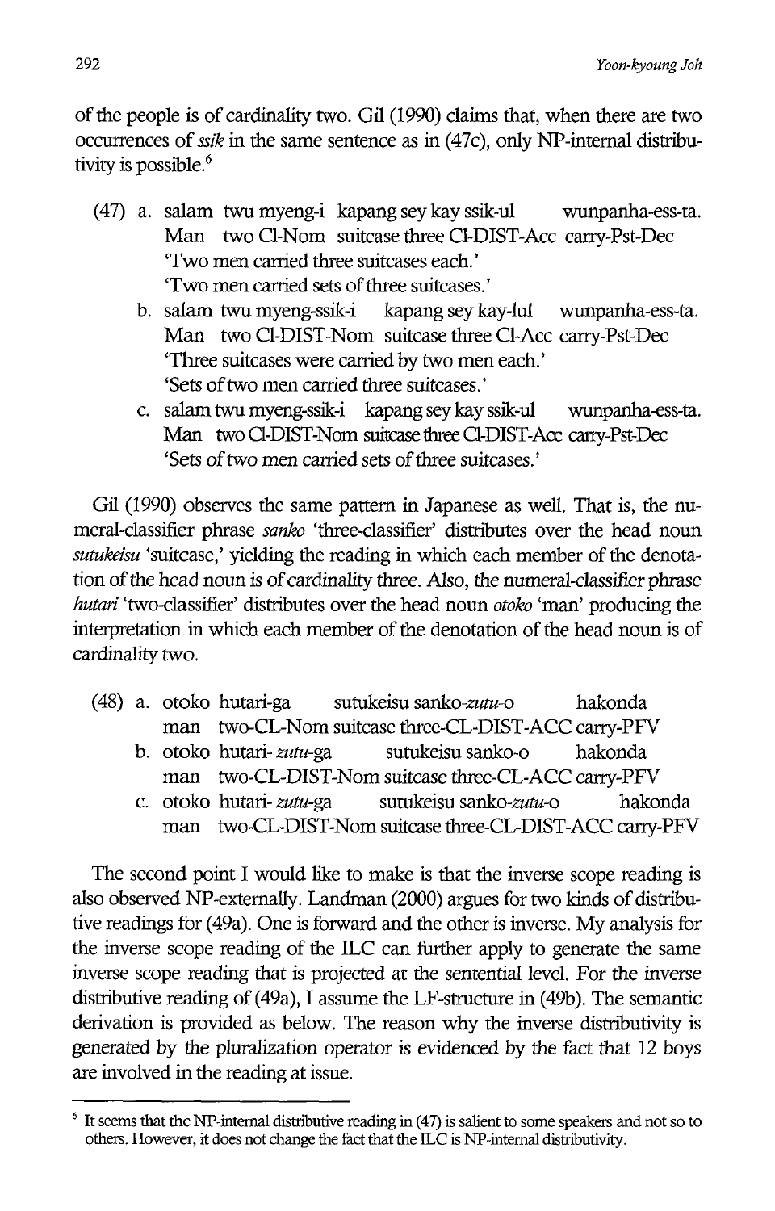of the people is of cardinality two. Gil (1990) claims that, when there are two occurrences of *ssik* in the same sentence as in (47c), only NP-internal distributivity is possible.[6]

(47) a. salam twu myeng-i kapang sey kay ssik-ul wunpanha-ess-ta.
   Man two Cl-Nom suitcase three Cl-DIST-Acc carry-Pst-Dec
   'Two men carried three suitcases each.'
   'Two men carried sets of three suitcases.'

  b. salam twu myeng-ssik-i kapang sey kay-lul wunpanha-ess-ta.
   Man two Cl-DIST-Nom suitcase three Cl-Acc carry-Pst-Dec
   'Three suitcases were carried by two men each.'
   'Sets of two men carried three suitcases.'

  c. salam twu myeng-ssik-i kapang sey kay ssik-ul wunpanha-ess-ta.
   Man two Cl-DIST-Nom suitcase three Cl-DIST-Acc carry-Pst-Dec
   'Sets of two men carried sets of three suitcases.'

Gil (1990) observes the same pattern in Japanese as well. That is, the numeral-classifier phrase *sanko* 'three-classifier' distributes over the head noun *sutukeisu* 'suitcase,' yielding the reading in which each member of the denotation of the head noun is of cardinality three. Also, the numeral-classifier phrase *hutari* 'two-classifier' distributes over the head noun *otoko* 'man' producing the interpretation in which each member of the denotation of the head noun is of cardinality two.

(48) a. otoko hutari-ga sutukeisu sanko-*zutu*-o hakonda
   man two-CL-Nom suitcase three-CL-DIST-ACC carry-PFV

  b. otoko hutari-*zutu*-ga sutukeisu sanko-o hakonda
   man two-CL-DIST-Nom suitcase three-CL-ACC carry-PFV

  c. otoko hutari-*zutu*-ga sutukeisu sanko-*zutu*-o hakonda
   man two-CL-DIST-Nom suitcase three-CL-DIST-ACC carry-PFV

The second point I would like to make is that the inverse scope reading is also observed NP-externally. Landman (2000) argues for two kinds of distributive readings for (49a). One is forward and the other is inverse. My analysis for the inverse scope reading of the ILC can further apply to generate the same inverse scope reading that is projected at the sentential level. For the inverse distributive reading of (49a), I assume the LF-structure in (49b). The semantic derivation is provided as below. The reason why the inverse distributivity is generated by the pluralization operator is evidenced by the fact that 12 boys are involved in the reading at issue.

---

[6] It seems that the NP-internal distributive reading in (47) is salient to some speakers and not so to others. However, it does not change the fact that the ILC is NP-internal distributivity.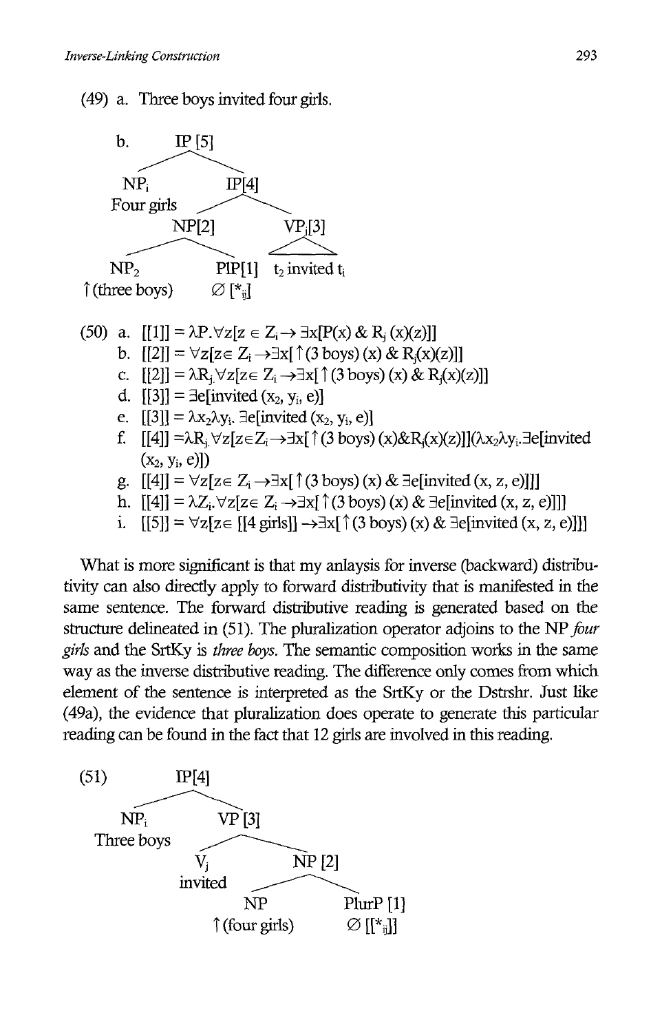(49) a. Three boys invited four girls.

b.
```
            IP [5]
           /      \
        NP_i       IP[4]
     Four girls   /     \
              NP[2]      VP_j[3]
             /     \        |
          NP_2    PlP[1]  t_2 invited t_i
   ↑(three boys)  ∅ [*_ij]
```

(50) a. $[[1]] = \lambda P.\forall z[z \in Z_i \rightarrow \exists x[P(x) \& R_j(x)(z)]]$

b. $[[2]] = \forall z[z \in Z_i \rightarrow \exists x[\uparrow(3 \text{ boys})(x) \& R_j(x)(z)]]$

c. $[[2]] = \lambda R_j.\forall z[z \in Z_i \rightarrow \exists x[\uparrow(3 \text{ boys})(x) \& R_j(x)(z)]]$

d. $[[3]] = \exists e[\text{invited}(x_2, y_i, e)]$

e. $[[3]] = \lambda x_2 \lambda y_i.\ \exists e[\text{invited}(x_2, y_i, e)]$

f. $[[4]] = \lambda R_j.\forall z[z \in Z_i \rightarrow \exists x[\uparrow(3 \text{ boys})(x) \& R_j(x)(z)]](\lambda x_2 \lambda y_i.\exists e[\text{invited}(x_2, y_i, e)])$

g. $[[4]] = \forall z[z \in Z_i \rightarrow \exists x[\uparrow(3 \text{ boys})(x) \& \exists e[\text{invited}(x, z, e)]]]$

h. $[[4]] = \lambda Z_i.\forall z[z \in Z_i \rightarrow \exists x[\uparrow(3 \text{ boys})(x) \& \exists e[\text{invited}(x, z, e)]]]$

i. $[[5]] = \forall z[z \in [[4 \text{ girls}]] \rightarrow \exists x[\uparrow(3 \text{ boys})(x) \& \exists e[\text{invited}(x, z, e)]]]$

What is more significant is that my anlaysis for inverse (backward) distributivity can also directly apply to forward distributivity that is manifested in the same sentence. The forward distributive reading is generated based on the structure delineated in (51). The pluralization operator adjoins to the NP *four girls* and the SrtKy is *three boys*. The semantic composition works in the same way as the inverse distributive reading. The difference only comes from which element of the sentence is interpreted as the SrtKy or the Dstrshr. Just like (49a), the evidence that pluralization does operate to generate this particular reading can be found in the fact that 12 girls are involved in this reading.

(51)
```
            IP[4]
           /     \
        NP_i      VP [3]
     Three boys  /      \
               V_j       NP [2]
             invited    /      \
                      NP        PlurP [1]
               ↑(four girls)    ∅ [[*_ij]]
```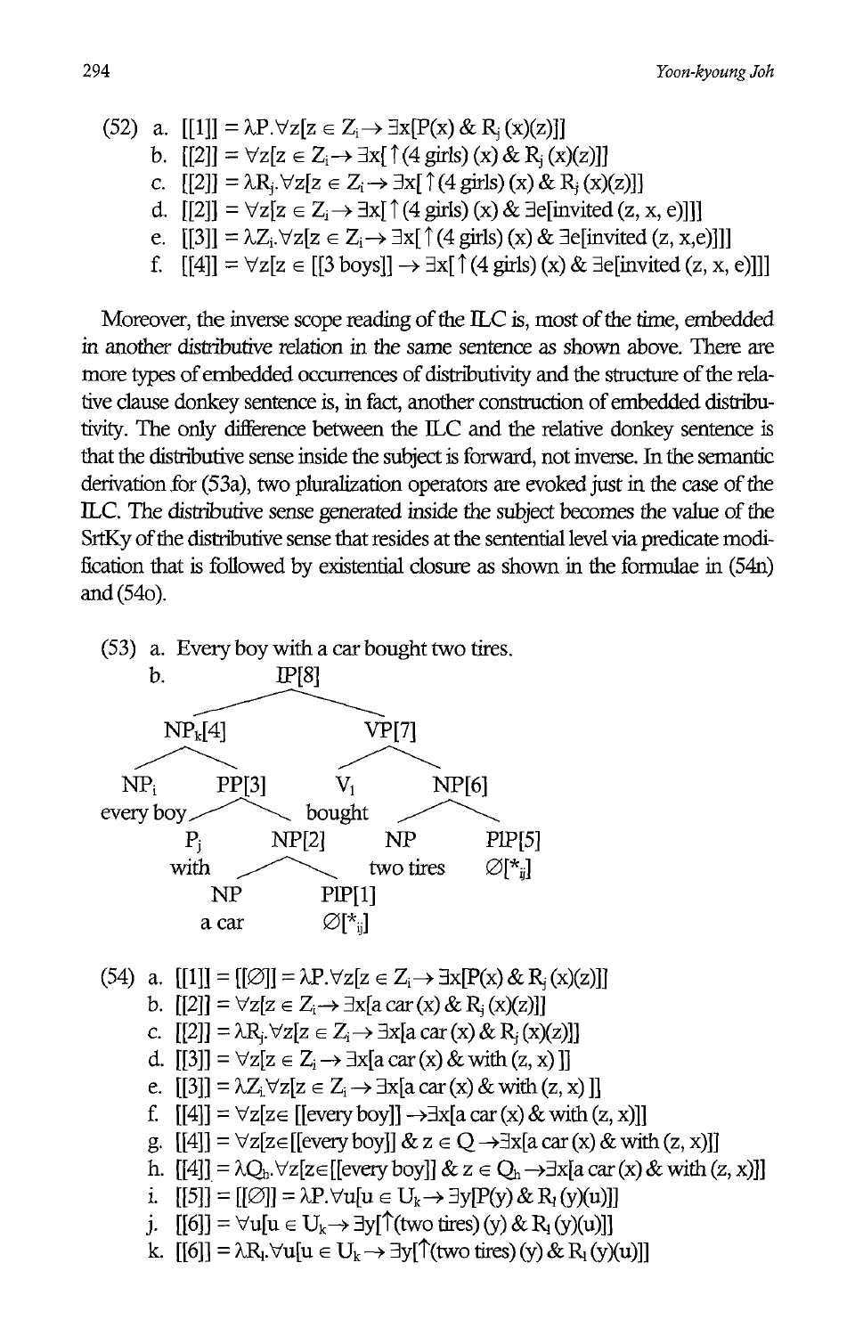(52) a. $[[1]] = \lambda P.\forall z[z \in Z_i \rightarrow \exists x[P(x) \,\&\, R_j(x)(z)]]$

b. $[[2]] = \forall z[z \in Z_i \rightarrow \exists x[\uparrow(4 \text{ girls})(x) \,\&\, R_j(x)(z)]]$

c. $[[2]] = \lambda R_j.\forall z[z \in Z_i \rightarrow \exists x[\uparrow(4 \text{ girls})(x) \,\&\, R_j(x)(z)]]$

d. $[[2]] = \forall z[z \in Z_i \rightarrow \exists x[\uparrow(4 \text{ girls})(x) \,\&\, \exists e[\text{invited}(z, x, e)]]]$

e. $[[3]] = \lambda Z_i.\forall z[z \in Z_i \rightarrow \exists x[\uparrow(4 \text{ girls})(x) \,\&\, \exists e[\text{invited}(z, x, e)]]]$

f. $[[4]] = \forall z[z \in [[3 \text{ boys}]] \rightarrow \exists x[\uparrow(4 \text{ girls})(x) \,\&\, \exists e[\text{invited}(z, x, e)]]]$

Moreover, the inverse scope reading of the ILC is, most of the time, embedded in another distributive relation in the same sentence as shown above. There are more types of embedded occurrences of distributivity and the structure of the relative clause donkey sentence is, in fact, another construction of embedded distributivity. The only difference between the ILC and the relative donkey sentence is that the distributive sense inside the subject is forward, not inverse. In the semantic derivation for (53a), two pluralization operators are evoked just in the case of the ILC. The distributive sense generated inside the subject becomes the value of the SrtKy of the distributive sense that resides at the sentential level via predicate modification that is followed by existential closure as shown in the formulae in (54n) and (54o).

(53) a. Every boy with a car bought two tires.

b.

```
                    IP[8]
           _________|_________
          |                   |
        NP_k[4]              VP[7]
       ____|____          ____|____
      |         |        |         |
    NP_i      PP[3]     V_l       NP[6]
  every boy  ___|___   bought   ____|____
            |       |          |         |
           P_j    NP[2]        NP       PlP[5]
           with  ___|___    two tires   ∅[*_lj]
                |       |
                NP     PlP[1]
               a car   ∅[*_ij]
```

(54) a. $[[1]] = [[\varnothing]] = \lambda P.\forall z[z \in Z_i \rightarrow \exists x[P(x) \,\&\, R_j(x)(z)]]$

b. $[[2]] = \forall z[z \in Z_i \rightarrow \exists x[\text{a car}(x) \,\&\, R_j(x)(z)]]$

c. $[[2]] = \lambda R_j.\forall z[z \in Z_i \rightarrow \exists x[\text{a car}(x) \,\&\, R_j(x)(z)]]$

d. $[[3]] = \forall z[z \in Z_i \rightarrow \exists x[\text{a car}(x) \,\&\, \text{with}(z, x)]]$

e. $[[3]] = \lambda Z_i.\forall z[z \in Z_i \rightarrow \exists x[\text{a car}(x) \,\&\, \text{with}(z, x)]]$

f. $[[4]] = \forall z[z \in [[\text{every boy}]] \rightarrow \exists x[\text{a car}(x) \,\&\, \text{with}(z, x)]]$

g. $[[4]] = \forall z[z \in [[\text{every boy}]] \,\&\, z \in Q \rightarrow \exists x[\text{a car}(x) \,\&\, \text{with}(z, x)]]$

h. $[[4]] = \lambda Q_h.\forall z[z \in [[\text{every boy}]] \,\&\, z \in Q_h \rightarrow \exists x[\text{a car}(x) \,\&\, \text{with}(z, x)]]$

i. $[[5]] = [[\varnothing]] = \lambda P.\forall u[u \in U_k \rightarrow \exists y[P(y) \,\&\, R_l(y)(u)]]$

j. $[[6]] = \forall u[u \in U_k \rightarrow \exists y[\uparrow(\text{two tires})(y) \,\&\, R_l(y)(u)]]$

k. $[[6]] = \lambda R_l.\forall u[u \in U_k \rightarrow \exists y[\uparrow(\text{two tires})(y) \,\&\, R_l(y)(u)]]$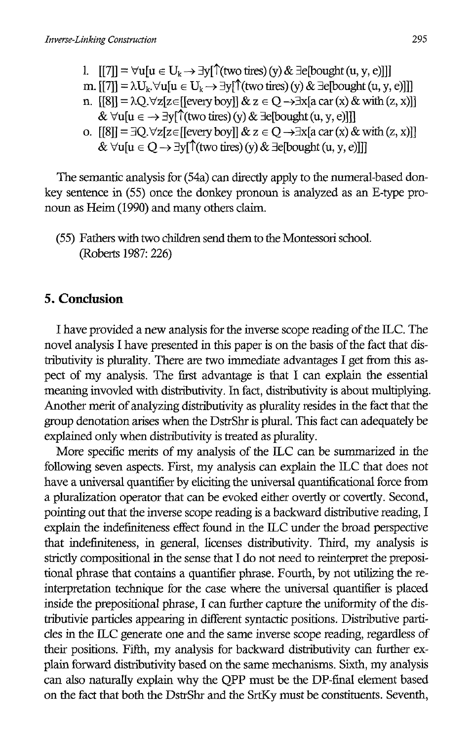l. $[[7]] = \forall u[u \in U_k \rightarrow \exists y[\uparrow(\text{two tires})(y) \& \exists e[\text{bought}(u, y, e)]]]$

m. $[[7]] = \lambda U_k.\forall u[u \in U_k \rightarrow \exists y[\uparrow(\text{two tires})(y) \& \exists e[\text{bought}(u, y, e)]]]$

n. $[[8]] = \lambda Q.\forall z[z \in [[\text{every boy}]] \& z \in Q \rightarrow \exists x[\text{a car}(x) \& \text{with}(z, x)]]$
$\& \forall u[u \in \rightarrow \exists y[\uparrow(\text{two tires})(y) \& \exists e[\text{bought}(u, y, e)]]]$

o. $[[8]] = \exists Q.\forall z[z \in [[\text{every boy}]] \& z \in Q \rightarrow \exists x[\text{a car}(x) \& \text{with}(z, x)]]$
$\& \forall u[u \in Q \rightarrow \exists y[\uparrow(\text{two tires})(y) \& \exists e[\text{bought}(u, y, e)]]]$

The semantic analysis for (54a) can directly apply to the numeral-based donkey sentence in (55) once the donkey pronoun is analyzed as an E-type pronoun as Heim (1990) and many others claim.

(55) Fathers with two children send them to the Montessori school.
(Roberts 1987: 226)

## 5. Conclusion

I have provided a new analysis for the inverse scope reading of the ILC. The novel analysis I have presented in this paper is on the basis of the fact that distributivity is plurality. There are two immediate advantages I get from this aspect of my analysis. The first advantage is that I can explain the essential meaning invovled with distributivity. In fact, distributivity is about multiplying. Another merit of analyzing distributivity as plurality resides in the fact that the group denotation arises when the DstrShr is plural. This fact can adequately be explained only when distributivity is treated as plurality.

More specific merits of my analysis of the ILC can be summarized in the following seven aspects. First, my analysis can explain the ILC that does not have a universal quantifier by eliciting the universal quantificational force from a pluralization operator that can be evoked either overtly or covertly. Second, pointing out that the inverse scope reading is a backward distributive reading, I explain the indefiniteness effect found in the ILC under the broad perspective that indefiniteness, in general, licenses distributivity. Third, my analysis is strictly compositional in the sense that I do not need to reinterpret the prepositional phrase that contains a quantifier phrase. Fourth, by not utilizing the reinterpretation technique for the case where the universal quantifier is placed inside the prepositional phrase, I can further capture the uniformity of the distributivie particles appearing in different syntactic positions. Distributive particles in the ILC generate one and the same inverse scope reading, regardless of their positions. Fifth, my analysis for backward distributivity can further explain forward distributivity based on the same mechanisms. Sixth, my analysis can also naturally explain why the QPP must be the DP-final element based on the fact that both the DstrShr and the SrtKy must be constituents. Seventh,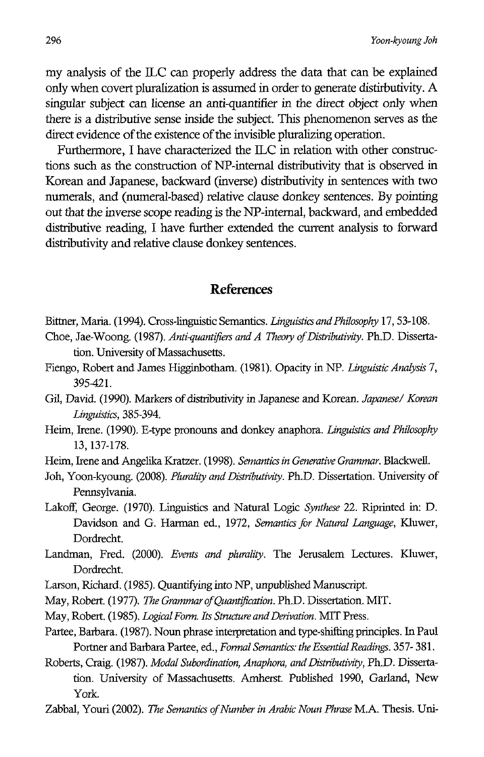my analysis of the ILC can properly address the data that can be explained only when covert pluralization is assumed in order to generate distirbutivity. A singular subject can license an anti-quantifier in the direct object only when there is a distributive sense inside the subject. This phenomenon serves as the direct evidence of the existence of the invisible pluralizing operation.

Furthermore, I have characterized the ILC in relation with other constructions such as the construction of NP-internal distributivity that is observed in Korean and Japanese, backward (inverse) distributivity in sentences with two numerals, and (numeral-based) relative clause donkey sentences. By pointing out that the inverse scope reading is the NP-internal, backward, and embedded distributive reading, I have further extended the current analysis to forward distributivity and relative clause donkey sentences.

## References

Bittner, Maria. (1994). Cross-linguistic Semantics. *Linguistics and Philosophy* 17, 53-108.

Choe, Jae-Woong. (1987). *Anti-quantifiers and A Theory of Distributivity*. Ph.D. Dissertation. University of Massachusetts.

Fiengo, Robert and James Higginbotham. (1981). Opacity in NP. *Linguistic Analysis* 7, 395-421.

Gil, David. (1990). Markers of distributivity in Japanese and Korean. *Japanese/ Korean Linguistics*, 385-394.

Heim, Irene. (1990). E-type pronouns and donkey anaphora. *Linguistics and Philosophy* 13, 137-178.

Heim, Irene and Angelika Kratzer. (1998). *Semantics in Generative Grammar*. Blackwell.

Joh, Yoon-kyoung. (2008). *Plurality and Distributivity*. Ph.D. Dissertation. University of Pennsylvania.

Lakoff, George. (1970). Linguistics and Natural Logic *Synthese* 22. Riprinted in: D. Davidson and G. Harman ed., 1972, *Semantics for Natural Language*, Kluwer, Dordrecht.

Landman, Fred. (2000). *Events and plurality*. The Jerusalem Lectures. Kluwer, Dordrecht.

Larson, Richard. (1985). Quantifying into NP, unpublished Manuscript.

May, Robert. (1977). *The Grammar of Quantification*. Ph.D. Dissertation. MIT.

May, Robert. (1985). *Logical Form. Its Structure and Derivation*. MIT Press.

Partee, Barbara. (1987). Noun phrase interpretation and type-shifting principles. In Paul Portner and Barbara Partee, ed., *Formal Semantics: the Essential Readings*. 357- 381.

Roberts, Craig. (1987). *Modal Subordination, Anaphora, and Distributivity*, Ph.D. Dissertation. University of Massachusetts. Amherst. Published 1990, Garland, New York.

Zabbal, Youri (2002). *The Semantics of Number in Arabic Noun Phrase* M.A. Thesis. Uni-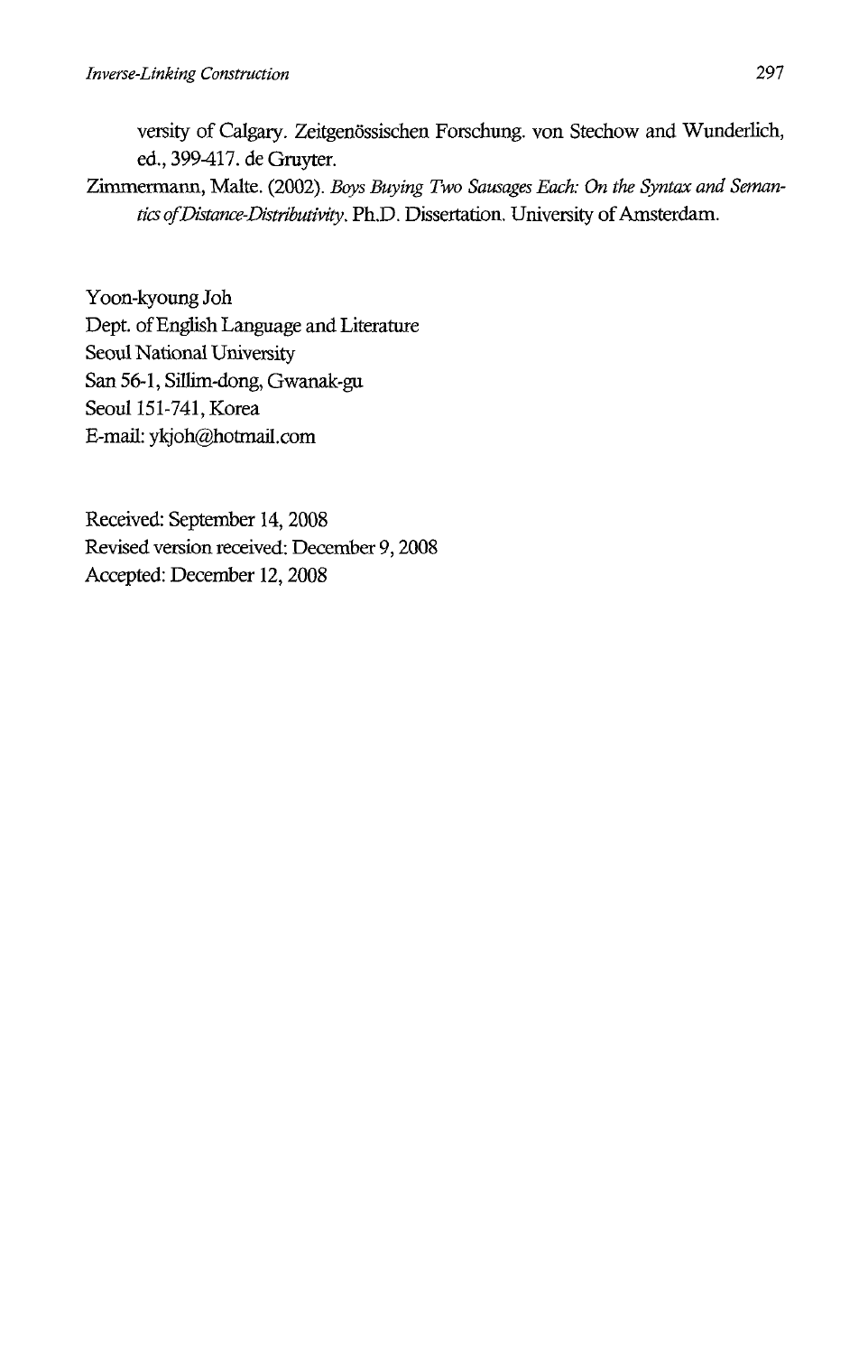versity of Calgary. Zeitgenössischen Forschung. von Stechow and Wunderlich, ed., 399-417. de Gruyter.

Zimmermann, Malte. (2002). *Boys Buying Two Sausages Each: On the Syntax and Semantics of Distance-Distributivity*. Ph.D. Dissertation. University of Amsterdam.

Yoon-kyoung Joh
Dept. of English Language and Literature
Seoul National University
San 56-1, Sillim-dong, Gwanak-gu
Seoul 151-741, Korea
E-mail: ykjoh@hotmail.com

Received: September 14, 2008
Revised version received: December 9, 2008
Accepted: December 12, 2008